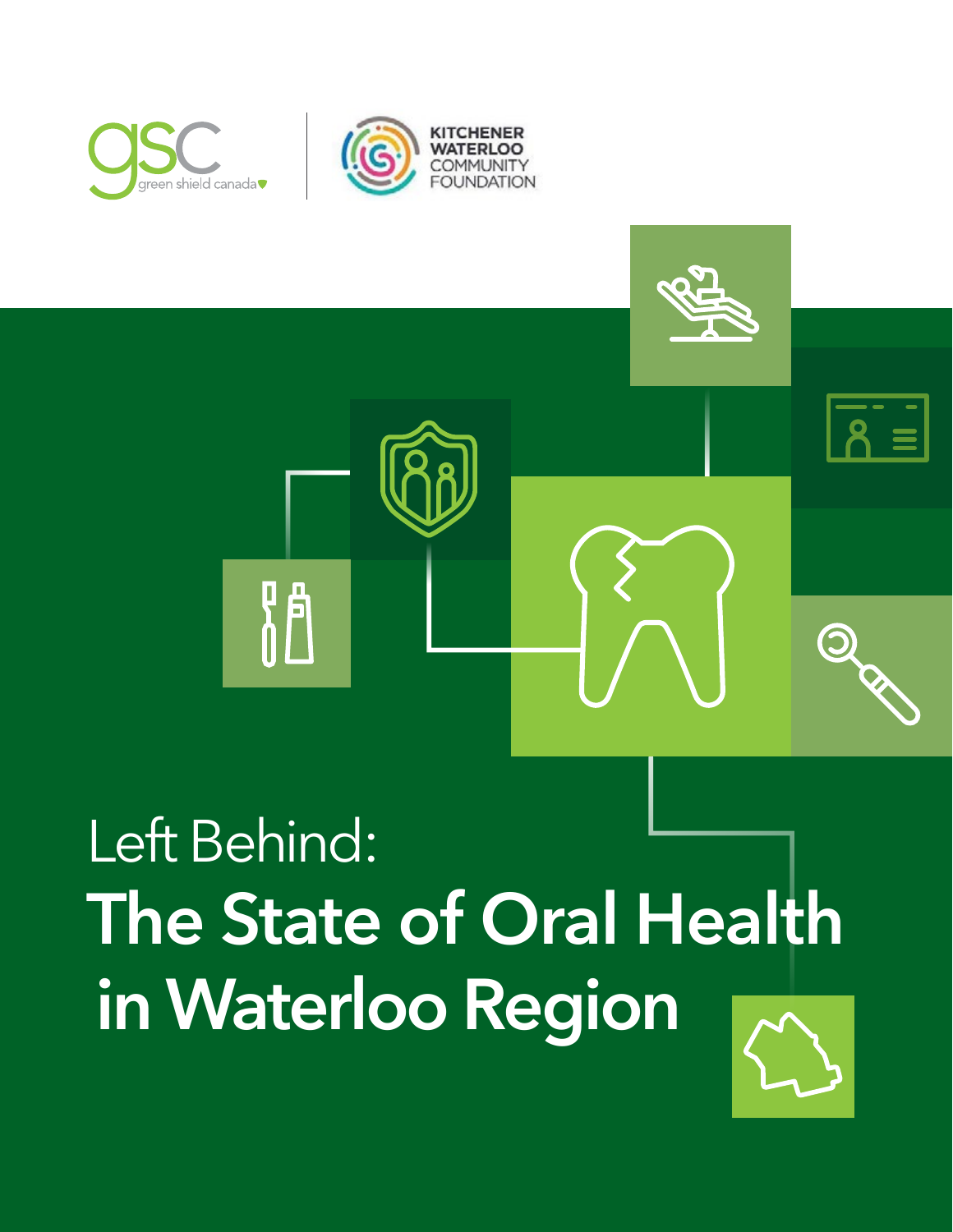gsc green shield canada

KITCHENER WATERLOO COMMUNITY FOUNDATION

# Left Behind: The State of Oral Health in Waterloo Region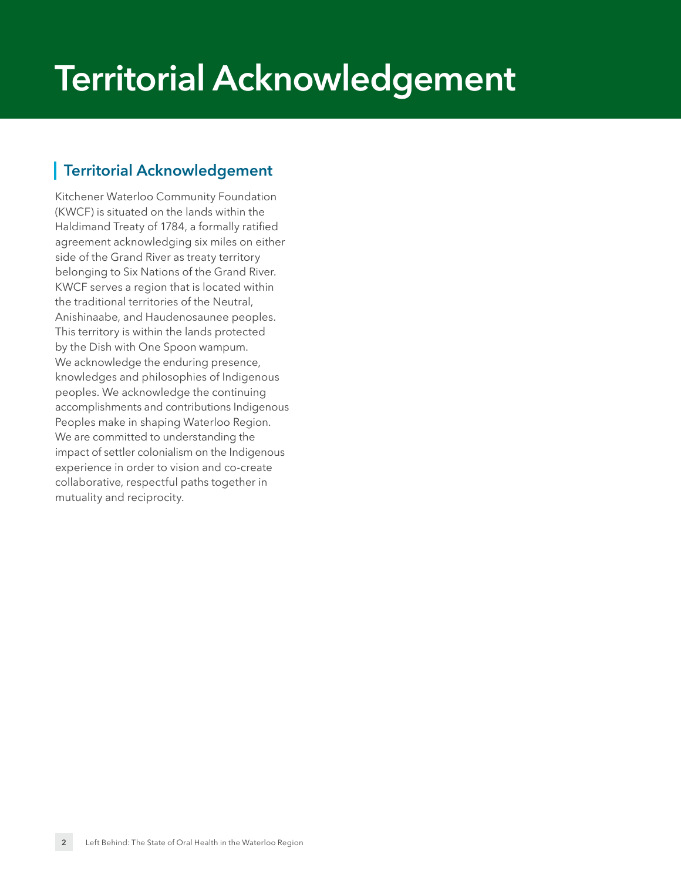# Territorial Acknowledgement

## Territorial Acknowledgement

Kitchener Waterloo Community Foundation (KWCF) is situated on the lands within the Haldimand Treaty of 1784, a formally ratified agreement acknowledging six miles on either side of the Grand River as treaty territory belonging to Six Nations of the Grand River. KWCF serves a region that is located within the traditional territories of the Neutral, Anishinaabe, and Haudenosaunee peoples. This territory is within the lands protected by the Dish with One Spoon wampum. We acknowledge the enduring presence, knowledges and philosophies of Indigenous peoples. We acknowledge the continuing accomplishments and contributions Indigenous Peoples make in shaping Waterloo Region. We are committed to understanding the impact of settler colonialism on the Indigenous experience in order to vision and co-create collaborative, respectful paths together in mutuality and reciprocity.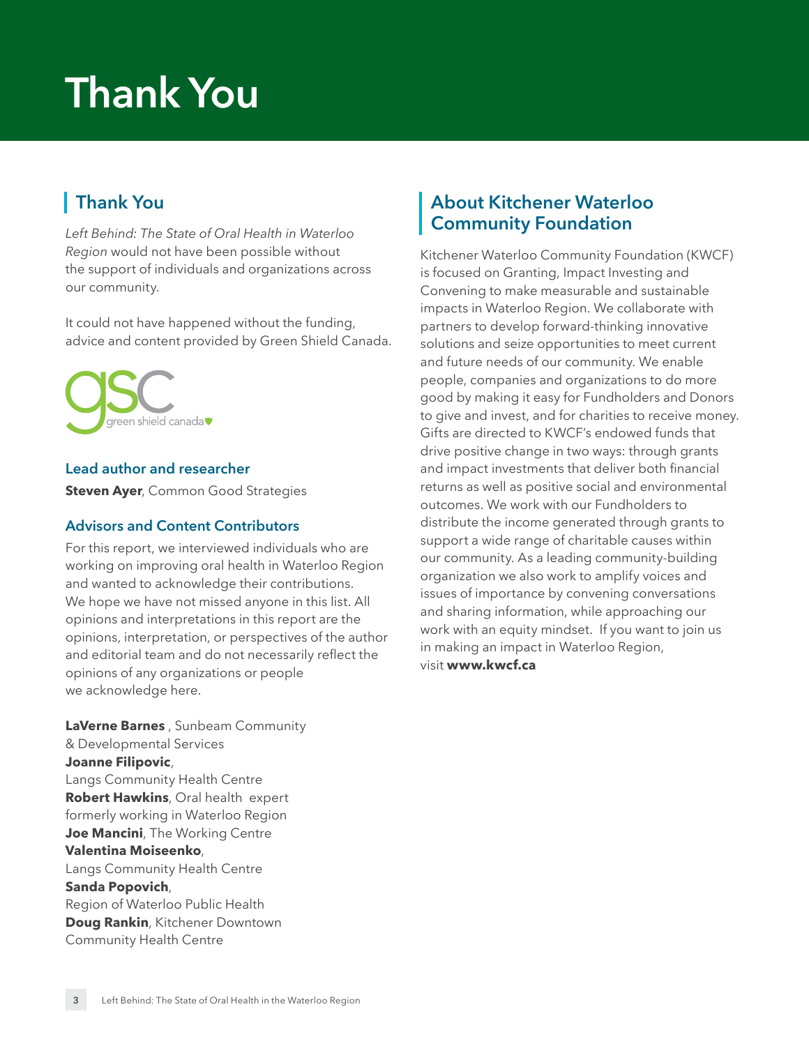# Thank You

## Thank You

*Left Behind: The State of Oral Health in Waterloo Region* would not have been possible without the support of individuals and organizations across our community.

It could not have happened without the funding, advice and content provided by Green Shield Canada.

### Lead author and researcher

**Steven Ayer**, Common Good Strategies

### Advisors and Content Contributors

For this report, we interviewed individuals who are working on improving oral health in Waterloo Region and wanted to acknowledge their contributions. We hope we have not missed anyone in this list. All opinions and interpretations in this report are the opinions, interpretation, or perspectives of the author and editorial team and do not necessarily reflect the opinions of any organizations or people we acknowledge here.

**LaVerne Barnes** , Sunbeam Community & Developmental Services
**Joanne Filipovic**, Langs Community Health Centre
**Robert Hawkins**, Oral health expert formerly working in Waterloo Region
**Joe Mancini**, The Working Centre
**Valentina Moiseenko**, Langs Community Health Centre
**Sanda Popovich**, Region of Waterloo Public Health
**Doug Rankin**, Kitchener Downtown Community Health Centre

## About Kitchener Waterloo Community Foundation

Kitchener Waterloo Community Foundation (KWCF) is focused on Granting, Impact Investing and Convening to make measurable and sustainable impacts in Waterloo Region. We collaborate with partners to develop forward-thinking innovative solutions and seize opportunities to meet current and future needs of our community. We enable people, companies and organizations to do more good by making it easy for Fundholders and Donors to give and invest, and for charities to receive money. Gifts are directed to KWCF's endowed funds that drive positive change in two ways: through grants and impact investments that deliver both financial returns as well as positive social and environmental outcomes. We work with our Fundholders to distribute the income generated through grants to support a wide range of charitable causes within our community. As a leading community-building organization we also work to amplify voices and issues of importance by convening conversations and sharing information, while approaching our work with an equity mindset. If you want to join us in making an impact in Waterloo Region, visit **www.kwcf.ca**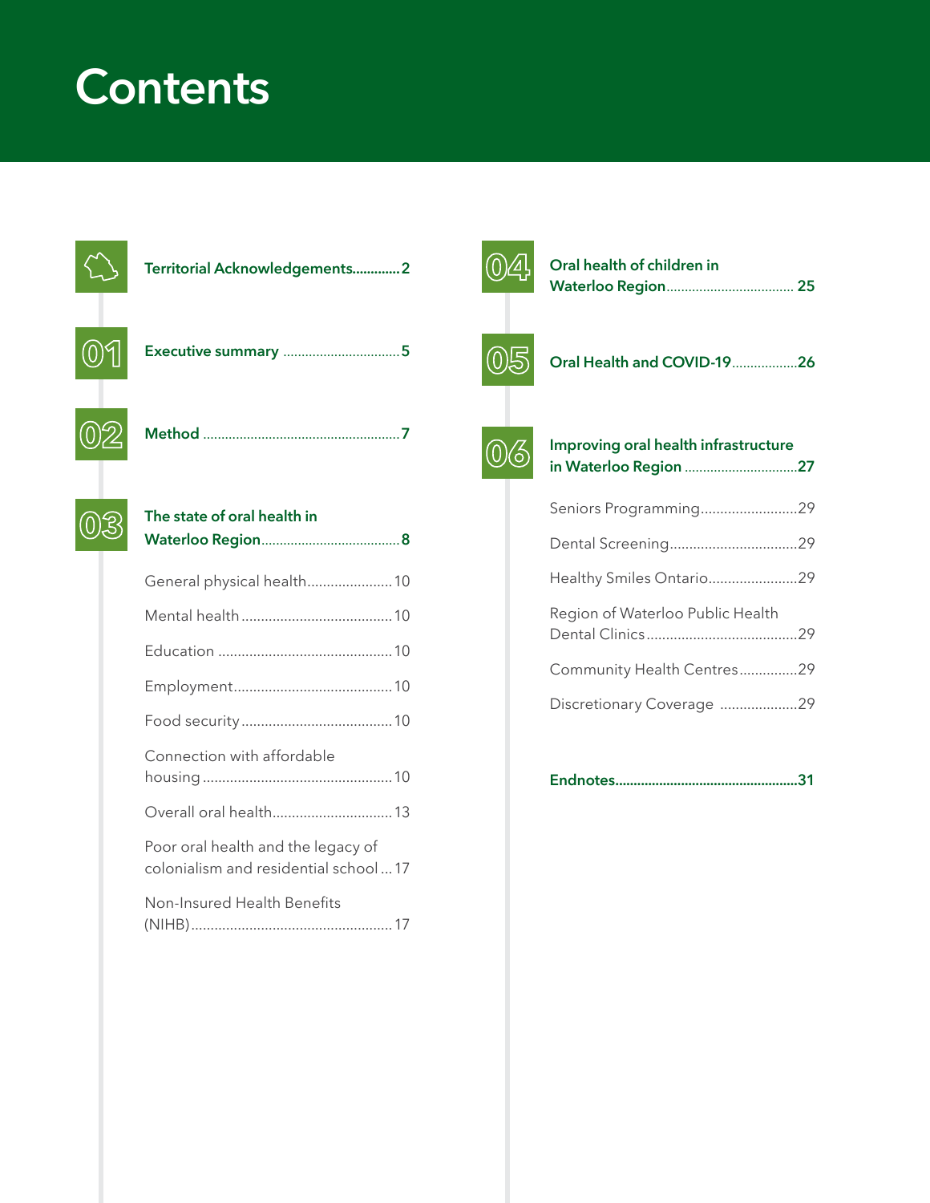# Contents

- **Territorial Acknowledgements** ............ 2
- **01 Executive summary** ............ 5
- **02 Method** ............ 7
- **03 The state of oral health in Waterloo Region** ............ 8
  - General physical health ............ 10
  - Mental health ............ 10
  - Education ............ 10
  - Employment ............ 10
  - Food security ............ 10
  - Connection with affordable housing ............ 10
  - Overall oral health ............ 13
  - Poor oral health and the legacy of colonialism and residential school ... 17
  - Non-Insured Health Benefits (NIHB) ............ 17
- **04 Oral health of children in Waterloo Region** ............ 25
- **05 Oral Health and COVID-19** ............ 26
- **06 Improving oral health infrastructure in Waterloo Region** ............ 27
  - Seniors Programming ............ 29
  - Dental Screening ............ 29
  - Healthy Smiles Ontario ............ 29
  - Region of Waterloo Public Health Dental Clinics ............ 29
  - Community Health Centres ............ 29
  - Discretionary Coverage ............ 29
- **Endnotes** ............ 31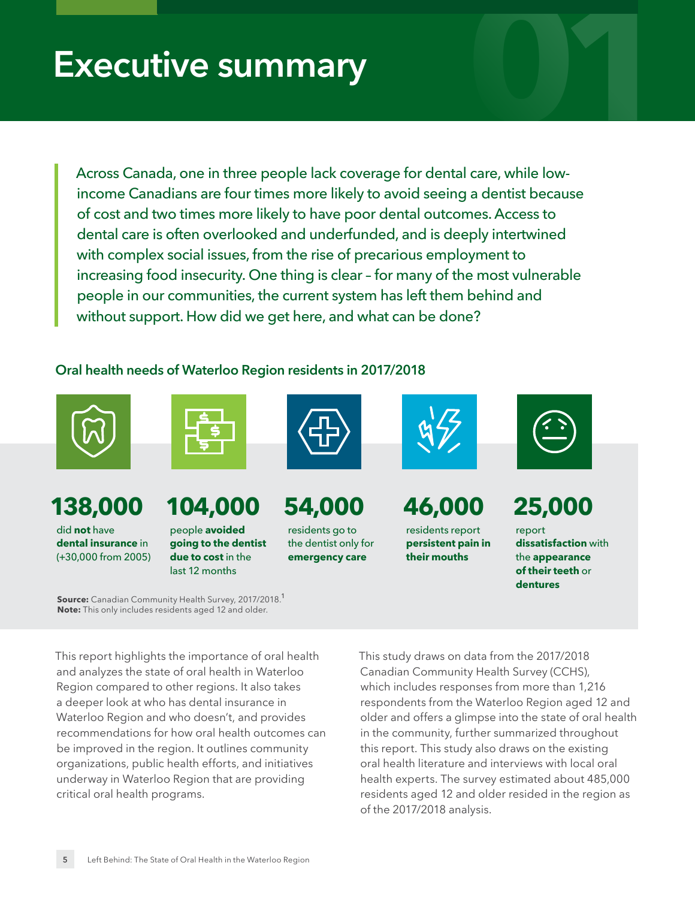# Executive summary

Across Canada, one in three people lack coverage for dental care, while low-income Canadians are four times more likely to avoid seeing a dentist because of cost and two times more likely to have poor dental outcomes. Access to dental care is often overlooked and underfunded, and is deeply intertwined with complex social issues, from the rise of precarious employment to increasing food insecurity. One thing is clear – for many of the most vulnerable people in our communities, the current system has left them behind and without support. How did we get here, and what can be done?

### Oral health needs of Waterloo Region residents in 2017/2018

**138,000**
did **not** have **dental insurance** in (+30,000 from 2005)

**104,000**
people **avoided going to the dentist due to cost** in the last 12 months

**54,000**
residents go to the dentist only for **emergency care**

**46,000**
residents report **persistent pain in their mouths**

**25,000**
report **dissatisfaction** with the **appearance of their teeth** or **dentures**

**Source:** Canadian Community Health Survey, 2017/2018.[1]
**Note:** This only includes residents aged 12 and older.

This report highlights the importance of oral health and analyzes the state of oral health in Waterloo Region compared to other regions. It also takes a deeper look at who has dental insurance in Waterloo Region and who doesn't, and provides recommendations for how oral health outcomes can be improved in the region. It outlines community organizations, public health efforts, and initiatives underway in Waterloo Region that are providing critical oral health programs.

This study draws on data from the 2017/2018 Canadian Community Health Survey (CCHS), which includes responses from more than 1,216 respondents from the Waterloo Region aged 12 and older and offers a glimpse into the state of oral health in the community, further summarized throughout this report. This study also draws on the existing oral health literature and interviews with local oral health experts. The survey estimated about 485,000 residents aged 12 and older resided in the region as of the 2017/2018 analysis.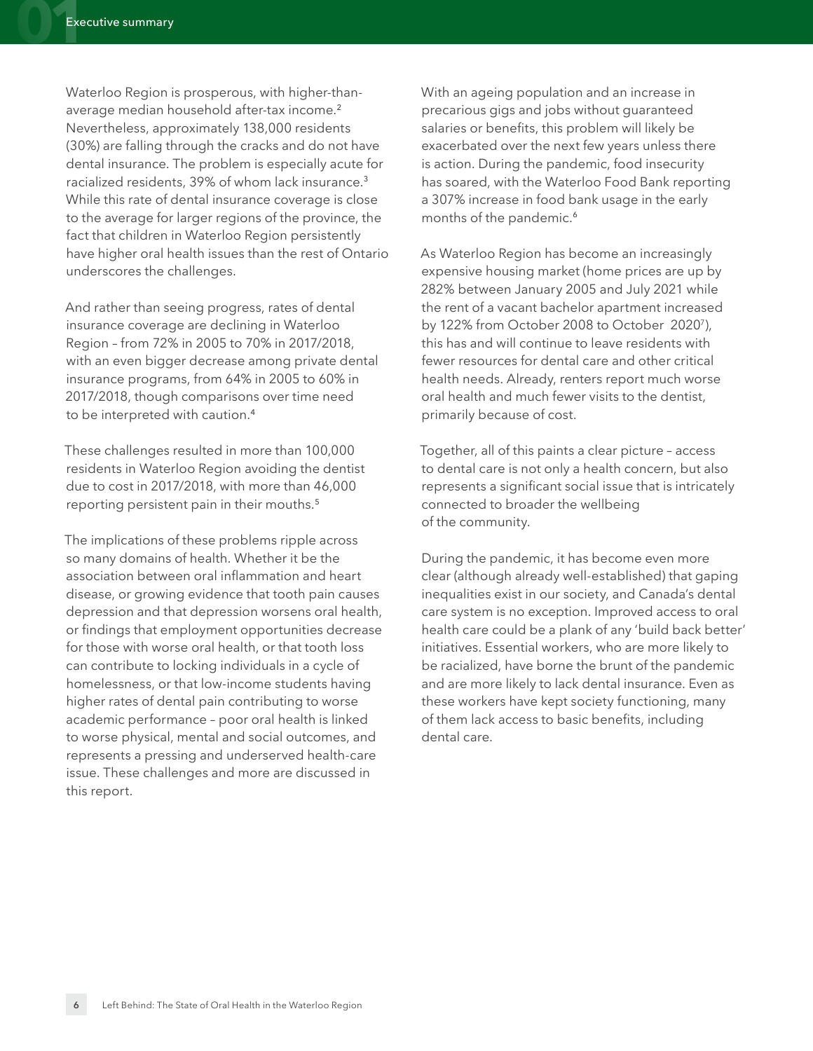Waterloo Region is prosperous, with higher-than-average median household after-tax income.[2] Nevertheless, approximately 138,000 residents (30%) are falling through the cracks and do not have dental insurance. The problem is especially acute for racialized residents, 39% of whom lack insurance.[3] While this rate of dental insurance coverage is close to the average for larger regions of the province, the fact that children in Waterloo Region persistently have higher oral health issues than the rest of Ontario underscores the challenges.

And rather than seeing progress, rates of dental insurance coverage are declining in Waterloo Region – from 72% in 2005 to 70% in 2017/2018, with an even bigger decrease among private dental insurance programs, from 64% in 2005 to 60% in 2017/2018, though comparisons over time need to be interpreted with caution.[4]

These challenges resulted in more than 100,000 residents in Waterloo Region avoiding the dentist due to cost in 2017/2018, with more than 46,000 reporting persistent pain in their mouths.[5]

The implications of these problems ripple across so many domains of health. Whether it be the association between oral inflammation and heart disease, or growing evidence that tooth pain causes depression and that depression worsens oral health, or findings that employment opportunities decrease for those with worse oral health, or that tooth loss can contribute to locking individuals in a cycle of homelessness, or that low-income students having higher rates of dental pain contributing to worse academic performance – poor oral health is linked to worse physical, mental and social outcomes, and represents a pressing and underserved health-care issue. These challenges and more are discussed in this report.

With an ageing population and an increase in precarious gigs and jobs without guaranteed salaries or benefits, this problem will likely be exacerbated over the next few years unless there is action. During the pandemic, food insecurity has soared, with the Waterloo Food Bank reporting a 307% increase in food bank usage in the early months of the pandemic.[6]

As Waterloo Region has become an increasingly expensive housing market (home prices are up by 282% between January 2005 and July 2021 while the rent of a vacant bachelor apartment increased by 122% from October 2008 to October 2020[7]), this has and will continue to leave residents with fewer resources for dental care and other critical health needs. Already, renters report much worse oral health and much fewer visits to the dentist, primarily because of cost.

Together, all of this paints a clear picture – access to dental care is not only a health concern, but also represents a significant social issue that is intricately connected to broader the wellbeing of the community.

During the pandemic, it has become even more clear (although already well-established) that gaping inequalities exist in our society, and Canada's dental care system is no exception. Improved access to oral health care could be a plank of any 'build back better' initiatives. Essential workers, who are more likely to be racialized, have borne the brunt of the pandemic and are more likely to lack dental insurance. Even as these workers have kept society functioning, many of them lack access to basic benefits, including dental care.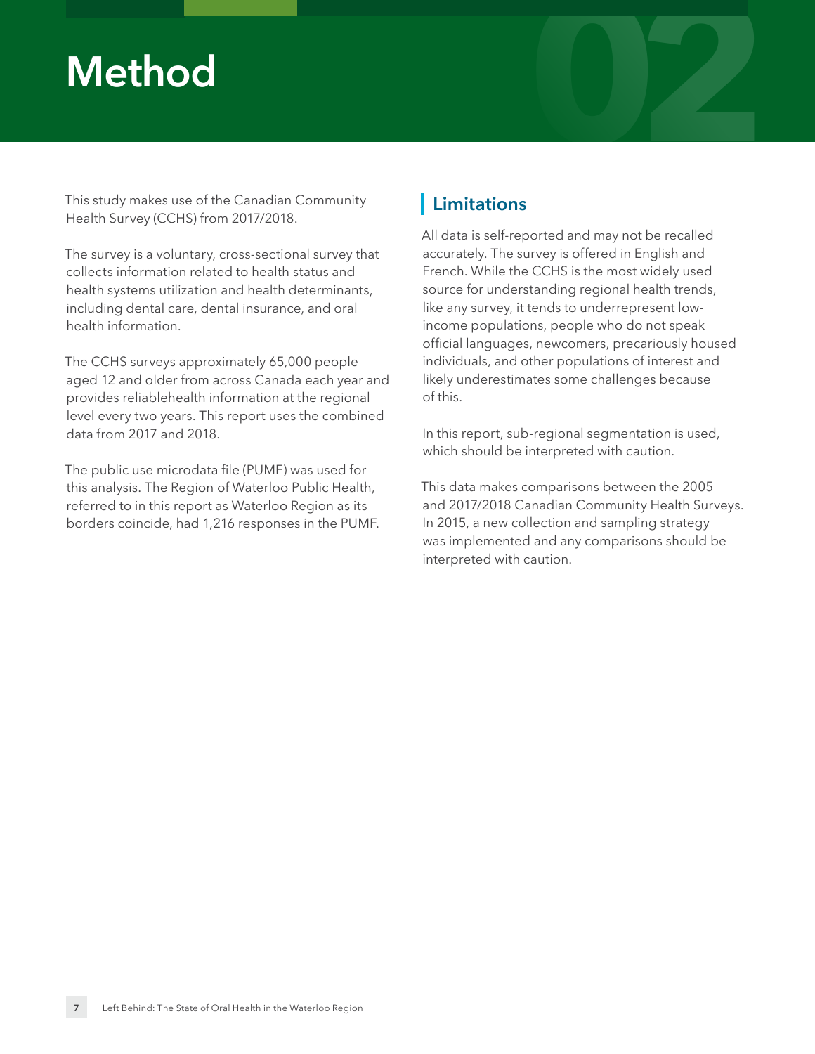# Method

This study makes use of the Canadian Community Health Survey (CCHS) from 2017/2018.

The survey is a voluntary, cross-sectional survey that collects information related to health status and health systems utilization and health determinants, including dental care, dental insurance, and oral health information.

The CCHS surveys approximately 65,000 people aged 12 and older from across Canada each year and provides reliablehealth information at the regional level every two years. This report uses the combined data from 2017 and 2018.

The public use microdata file (PUMF) was used for this analysis. The Region of Waterloo Public Health, referred to in this report as Waterloo Region as its borders coincide, had 1,216 responses in the PUMF.

## Limitations

All data is self-reported and may not be recalled accurately. The survey is offered in English and French. While the CCHS is the most widely used source for understanding regional health trends, like any survey, it tends to underrepresent low-income populations, people who do not speak official languages, newcomers, precariously housed individuals, and other populations of interest and likely underestimates some challenges because of this.

In this report, sub-regional segmentation is used, which should be interpreted with caution.

This data makes comparisons between the 2005 and 2017/2018 Canadian Community Health Surveys. In 2015, a new collection and sampling strategy was implemented and any comparisons should be interpreted with caution.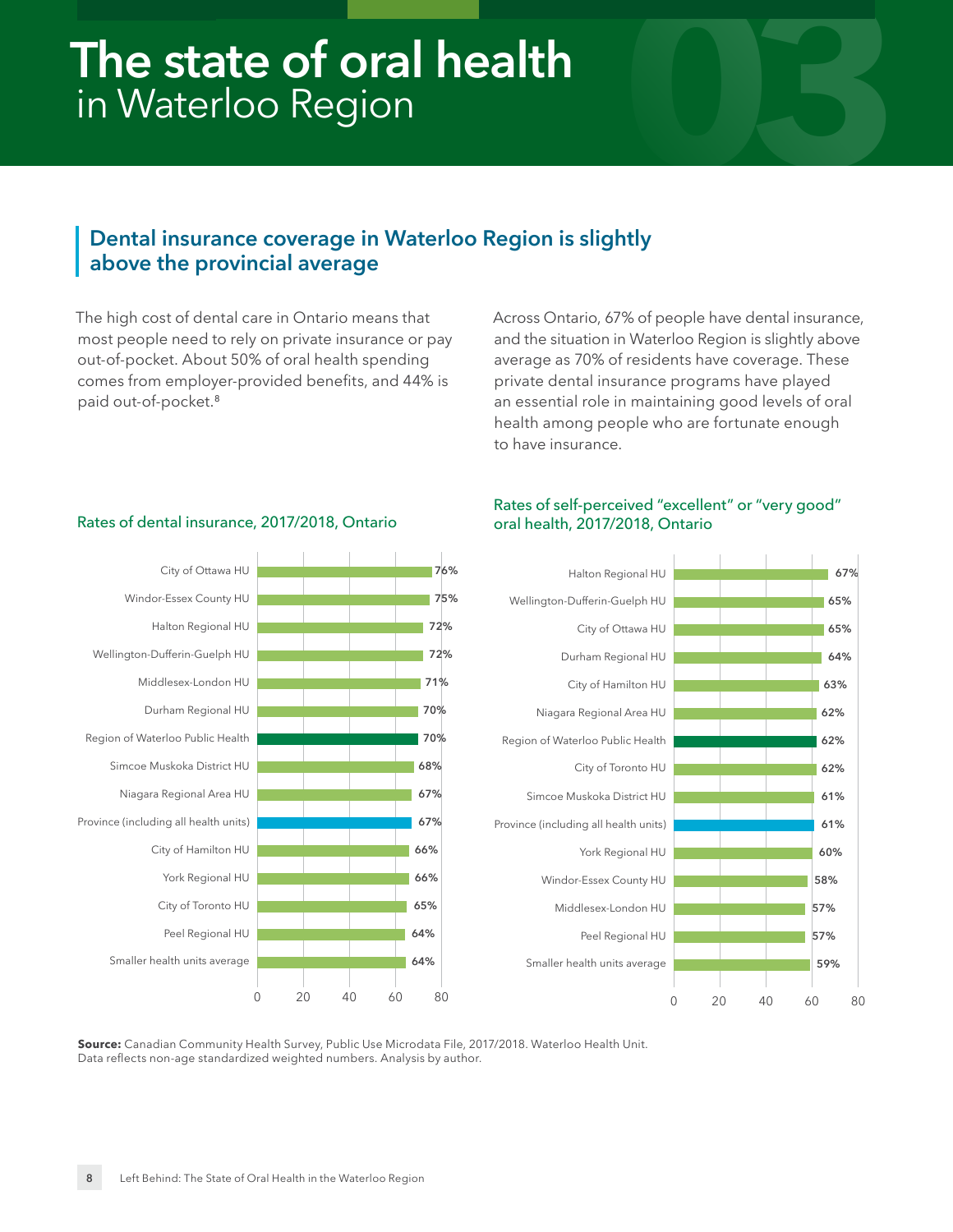# The state of oral health
in Waterloo Region

## Dental insurance coverage in Waterloo Region is slightly above the provincial average

The high cost of dental care in Ontario means that most people need to rely on private insurance or pay out-of-pocket. About 50% of oral health spending comes from employer-provided benefits, and 44% is paid out-of-pocket.[8]

Across Ontario, 67% of people have dental insurance, and the situation in Waterloo Region is slightly above average as 70% of residents have coverage. These private dental insurance programs have played an essential role in maintaining good levels of oral health among people who are fortunate enough to have insurance.

Rates of dental insurance, 2017/2018, Ontario

| Health unit | Rate |
|---|---|
| City of Ottawa HU | 76% |
| Windor-Essex County HU | 75% |
| Halton Regional HU | 72% |
| Wellington-Dufferin-Guelph HU | 72% |
| Middlesex-London HU | 71% |
| Durham Regional HU | 70% |
| Region of Waterloo Public Health | 70% |
| Simcoe Muskoka District HU | 68% |
| Niagara Regional Area HU | 67% |
| Province (including all health units) | 67% |
| City of Hamilton HU | 66% |
| York Regional HU | 66% |
| City of Toronto HU | 65% |
| Peel Regional HU | 64% |
| Smaller health units average | 64% |

Rates of self-perceived "excellent" or "very good" oral health, 2017/2018, Ontario

| Health unit | Rate |
|---|---|
| Halton Regional HU | 67% |
| Wellington-Dufferin-Guelph HU | 65% |
| City of Ottawa HU | 65% |
| Durham Regional HU | 64% |
| City of Hamilton HU | 63% |
| Niagara Regional Area HU | 62% |
| Region of Waterloo Public Health | 62% |
| City of Toronto HU | 62% |
| Simcoe Muskoka District HU | 61% |
| Province (including all health units) | 61% |
| York Regional HU | 60% |
| Windor-Essex County HU | 58% |
| Middlesex-London HU | 57% |
| Peel Regional HU | 57% |
| Smaller health units average | 59% |

**Source:** Canadian Community Health Survey, Public Use Microdata File, 2017/2018. Waterloo Health Unit. Data reflects non-age standardized weighted numbers. Analysis by author.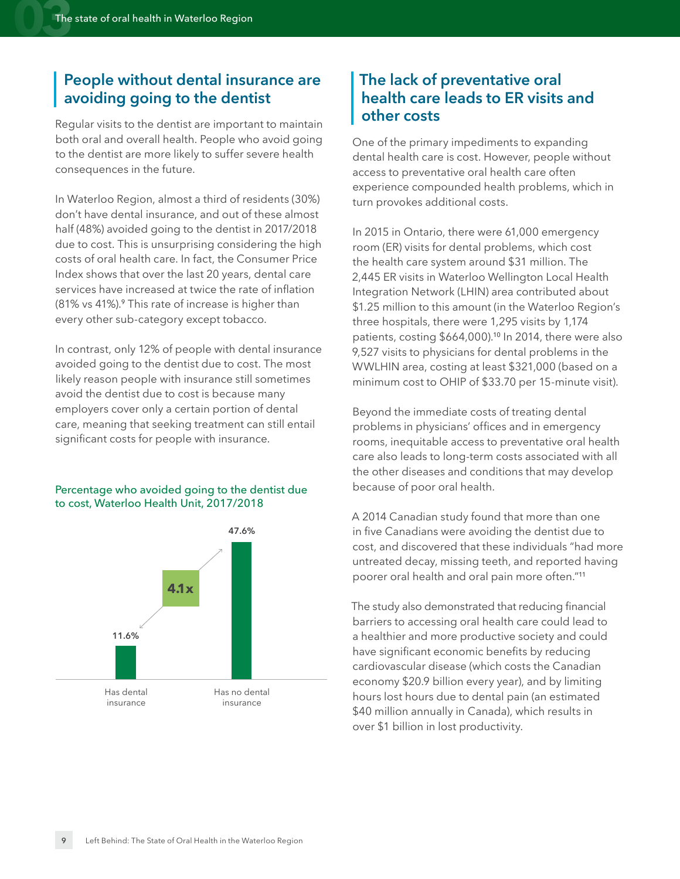## People without dental insurance are avoiding going to the dentist

Regular visits to the dentist are important to maintain both oral and overall health. People who avoid going to the dentist are more likely to suffer severe health consequences in the future.

In Waterloo Region, almost a third of residents (30%) don't have dental insurance, and out of these almost half (48%) avoided going to the dentist in 2017/2018 due to cost. This is unsurprising considering the high costs of oral health care. In fact, the Consumer Price Index shows that over the last 20 years, dental care services have increased at twice the rate of inflation (81% vs 41%).[9] This rate of increase is higher than every other sub-category except tobacco.

In contrast, only 12% of people with dental insurance avoided going to the dentist due to cost. The most likely reason people with insurance still sometimes avoid the dentist due to cost is because many employers cover only a certain portion of dental care, meaning that seeking treatment can still entail significant costs for people with insurance.

Percentage who avoided going to the dentist due to cost, Waterloo Health Unit, 2017/2018

| | Has dental insurance | Has no dental insurance |
|---|---|---|
| Percentage | 11.6% | 47.6% |

4.1x

## The lack of preventative oral health care leads to ER visits and other costs

One of the primary impediments to expanding dental health care is cost. However, people without access to preventative oral health care often experience compounded health problems, which in turn provokes additional costs.

In 2015 in Ontario, there were 61,000 emergency room (ER) visits for dental problems, which cost the health care system around $31 million. The 2,445 ER visits in Waterloo Wellington Local Health Integration Network (LHIN) area contributed about $1.25 million to this amount (in the Waterloo Region's three hospitals, there were 1,295 visits by 1,174 patients, costing $664,000).[10] In 2014, there were also 9,527 visits to physicians for dental problems in the WWLHIN area, costing at least $321,000 (based on a minimum cost to OHIP of $33.70 per 15-minute visit).

Beyond the immediate costs of treating dental problems in physicians' offices and in emergency rooms, inequitable access to preventative oral health care also leads to long-term costs associated with all the other diseases and conditions that may develop because of poor oral health.

A 2014 Canadian study found that more than one in five Canadians were avoiding the dentist due to cost, and discovered that these individuals "had more untreated decay, missing teeth, and reported having poorer oral health and oral pain more often."[11]

The study also demonstrated that reducing financial barriers to accessing oral health care could lead to a healthier and more productive society and could have significant economic benefits by reducing cardiovascular disease (which costs the Canadian economy $20.9 billion every year), and by limiting hours lost hours due to dental pain (an estimated $40 million annually in Canada), which results in over $1 billion in lost productivity.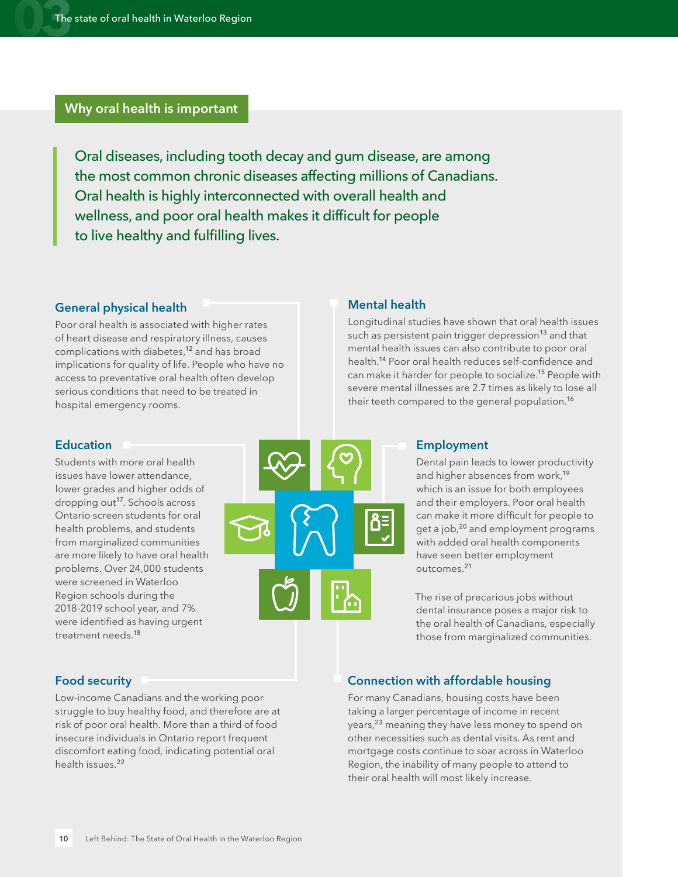## Why oral health is important

Oral diseases, including tooth decay and gum disease, are among the most common chronic diseases affecting millions of Canadians. Oral health is highly interconnected with overall health and wellness, and poor oral health makes it difficult for people to live healthy and fulfilling lives.

### General physical health

Poor oral health is associated with higher rates of heart disease and respiratory illness, causes complications with diabetes,[12] and has broad implications for quality of life. People who have no access to preventative oral health often develop serious conditions that need to be treated in hospital emergency rooms.

### Mental health

Longitudinal studies have shown that oral health issues such as persistent pain trigger depression[13] and that mental health issues can also contribute to poor oral health.[14] Poor oral health reduces self-confidence and can make it harder for people to socialize.[15] People with severe mental illnesses are 2.7 times as likely to lose all their teeth compared to the general population.[16]

### Education

Students with more oral health issues have lower attendance, lower grades and higher odds of dropping out[17]. Schools across Ontario screen students for oral health problems, and students from marginalized communities are more likely to have oral health problems. Over 24,000 students were screened in Waterloo Region schools during the 2018-2019 school year, and 7% were identified as having urgent treatment needs.[18]

### Employment

Dental pain leads to lower productivity and higher absences from work,[19] which is an issue for both employees and their employers. Poor oral health can make it more difficult for people to get a job,[20] and employment programs with added oral health components have seen better employment outcomes.[21]

The rise of precarious jobs without dental insurance poses a major risk to the oral health of Canadians, especially those from marginalized communities.

### Food security

Low-income Canadians and the working poor struggle to buy healthy food, and therefore are at risk of poor oral health. More than a third of food insecure individuals in Ontario report frequent discomfort eating food, indicating potential oral health issues.[22]

### Connection with affordable housing

For many Canadians, housing costs have been taking a larger percentage of income in recent years,[23] meaning they have less money to spend on other necessities such as dental visits. As rent and mortgage costs continue to soar across in Waterloo Region, the inability of many people to attend to their oral health will most likely increase.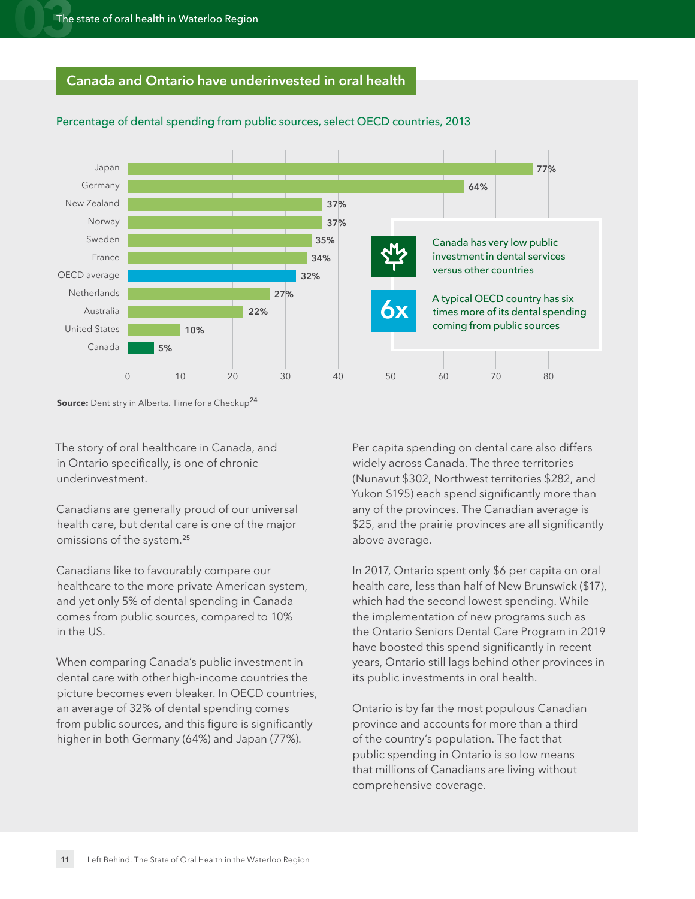## Canada and Ontario have underinvested in oral health

Percentage of dental spending from public sources, select OECD countries, 2013

| Country | Percentage |
|---|---|
| Japan | 77% |
| Germany | 64% |
| New Zealand | 37% |
| Norway | 37% |
| Sweden | 35% |
| France | 34% |
| OECD average | 32% |
| Netherlands | 27% |
| Australia | 22% |
| United States | 10% |
| Canada | 5% |

Canada has very low public investment in dental services versus other countries

**6x** A typical OECD country has six times more of its dental spending coming from public sources

**Source:** Dentistry in Alberta. Time for a Checkup[24]

The story of oral healthcare in Canada, and in Ontario specifically, is one of chronic underinvestment.

Canadians are generally proud of our universal health care, but dental care is one of the major omissions of the system.[25]

Canadians like to favourably compare our healthcare to the more private American system, and yet only 5% of dental spending in Canada comes from public sources, compared to 10% in the US.

When comparing Canada's public investment in dental care with other high-income countries the picture becomes even bleaker. In OECD countries, an average of 32% of dental spending comes from public sources, and this figure is significantly higher in both Germany (64%) and Japan (77%).

Per capita spending on dental care also differs widely across Canada. The three territories (Nunavut $302, Northwest territories $282, and Yukon $195) each spend significantly more than any of the provinces. The Canadian average is $25, and the prairie provinces are all significantly above average.

In 2017, Ontario spent only $6 per capita on oral health care, less than half of New Brunswick ($17), which had the second lowest spending. While the implementation of new programs such as the Ontario Seniors Dental Care Program in 2019 have boosted this spend significantly in recent years, Ontario still lags behind other provinces in its public investments in oral health.

Ontario is by far the most populous Canadian province and accounts for more than a third of the country's population. The fact that public spending in Ontario is so low means that millions of Canadians are living without comprehensive coverage.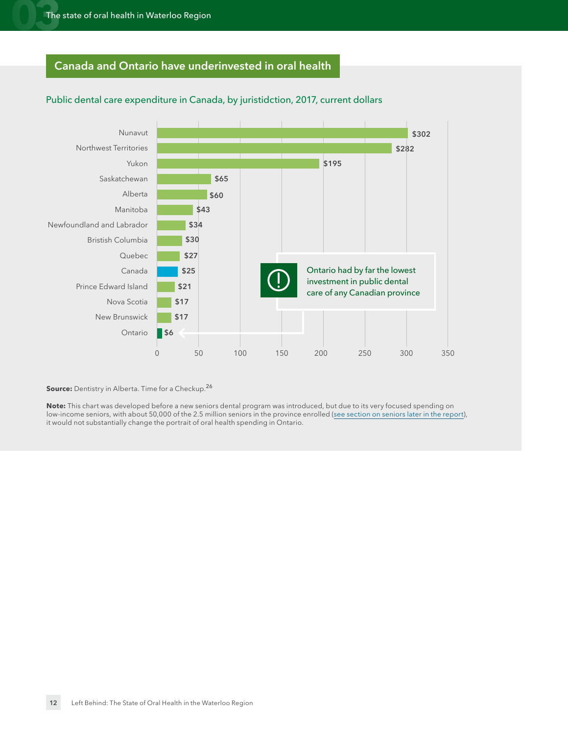## Canada and Ontario have underinvested in oral health

### Public dental care expenditure in Canada, by juristidction, 2017, current dollars

| Jurisdiction | Expenditure |
| --- | --- |
| Nunavut | $302 |
| Northwest Territories | $282 |
| Yukon | $195 |
| Saskatchewan | $65 |
| Alberta | $60 |
| Manitoba | $43 |
| Newfoundland and Labrador | $34 |
| Bristish Columbia | $30 |
| Quebec | $27 |
| Canada | $25 |
| Prince Edward Island | $21 |
| Nova Scotia | $17 |
| New Brunswick | $17 |
| Ontario | $6 |

Ontario had by far the lowest investment in public dental care of any Canadian province

**Source:** Dentistry in Alberta. Time for a Checkup.[26]

**Note:** This chart was developed before a new seniors dental program was introduced, but due to its very focused spending on low-income seniors, with about 50,000 of the 2.5 million seniors in the province enrolled (see section on seniors later in the report), it would not substantially change the portrait of oral health spending in Ontario.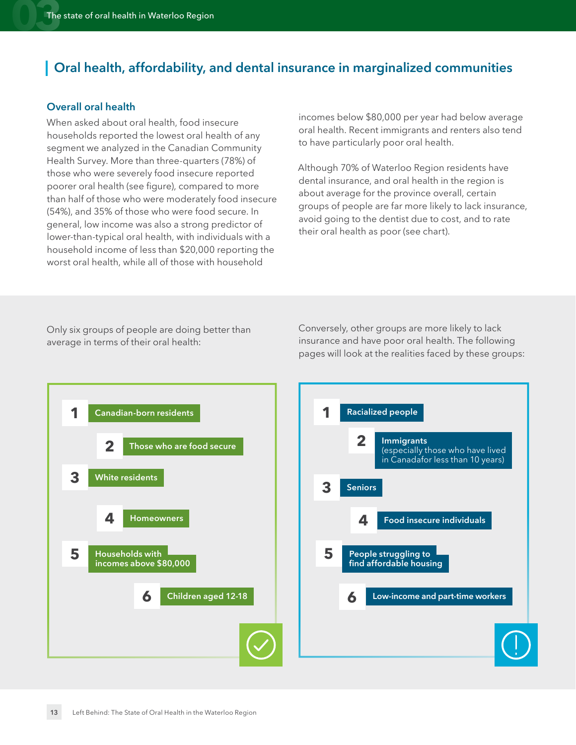## Oral health, affordability, and dental insurance in marginalized communities

### Overall oral health

When asked about oral health, food insecure households reported the lowest oral health of any segment we analyzed in the Canadian Community Health Survey. More than three-quarters (78%) of those who were severely food insecure reported poorer oral health (see figure), compared to more than half of those who were moderately food insecure (54%), and 35% of those who were food secure. In general, low income was also a strong predictor of lower-than-typical oral health, with individuals with a household income of less than $20,000 reporting the worst oral health, while all of those with household incomes below $80,000 per year had below average oral health. Recent immigrants and renters also tend to have particularly poor oral health.

Although 70% of Waterloo Region residents have dental insurance, and oral health in the region is about average for the province overall, certain groups of people are far more likely to lack insurance, avoid going to the dentist due to cost, and to rate their oral health as poor (see chart).

Only six groups of people are doing better than average in terms of their oral health:

1. Canadian-born residents
2. Those who are food secure
3. White residents
4. Homeowners
5. Households with incomes above $80,000
6. Children aged 12-18

Conversely, other groups are more likely to lack insurance and have poor oral health. The following pages will look at the realities faced by these groups:

1. Racialized people
2. Immigrants (especially those who have lived in Canadafor less than 10 years)
3. Seniors
4. Food insecure individuals
5. People struggling to find affordable housing
6. Low-income and part-time workers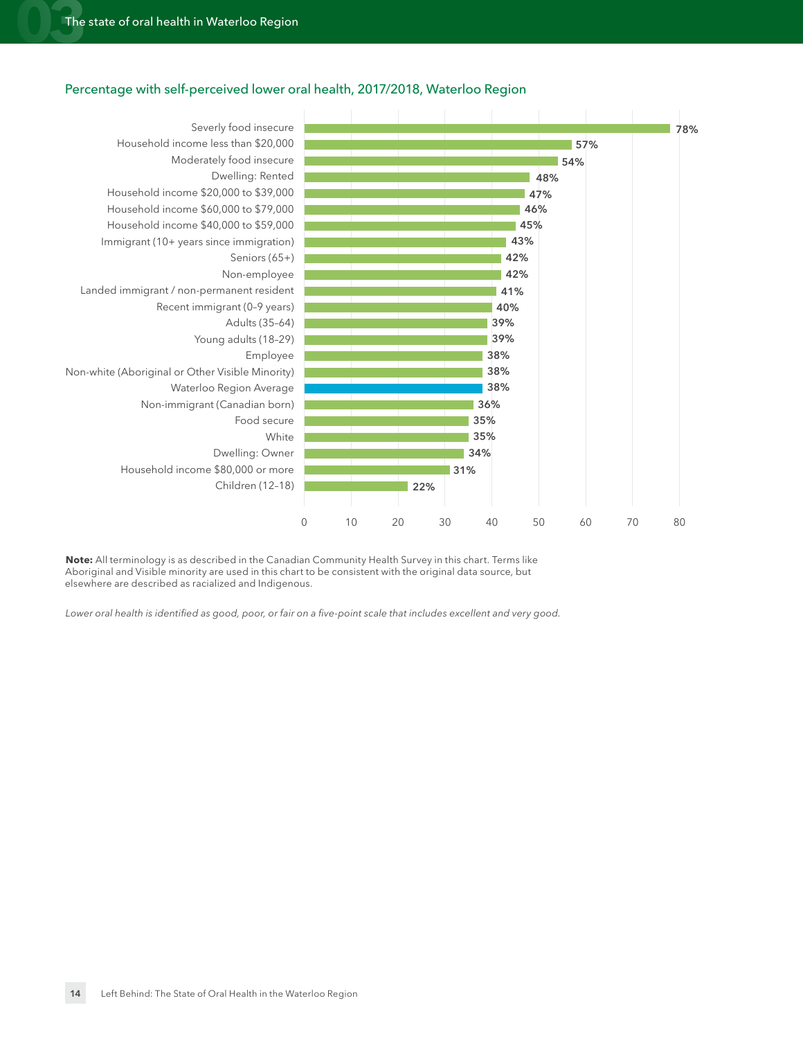## Percentage with self-perceived lower oral health, 2017/2018, Waterloo Region

| Group | Percentage |
| --- | --- |
| Severly food insecure | 78% |
| Household income less than $20,000 | 57% |
| Moderately food insecure | 54% |
| Dwelling: Rented | 48% |
| Household income $20,000 to $39,000 | 47% |
| Household income $60,000 to $79,000 | 46% |
| Household income $40,000 to $59,000 | 45% |
| Immigrant (10+ years since immigration) | 43% |
| Seniors (65+) | 42% |
| Non-employee | 42% |
| Landed immigrant / non-permanent resident | 41% |
| Recent immigrant (0–9 years) | 40% |
| Adults (35–64) | 39% |
| Young adults (18–29) | 39% |
| Employee | 38% |
| Non-white (Aboriginal or Other Visible Minority) | 38% |
| Waterloo Region Average | 38% |
| Non-immigrant (Canadian born) | 36% |
| Food secure | 35% |
| White | 35% |
| Dwelling: Owner | 34% |
| Household income $80,000 or more | 31% |
| Children (12–18) | 22% |

**Note:** All terminology is as described in the Canadian Community Health Survey in this chart. Terms like Aboriginal and Visible minority are used in this chart to be consistent with the original data source, but elsewhere are described as racialized and Indigenous.

*Lower oral health is identified as good, poor, or fair on a five-point scale that includes excellent and very good.*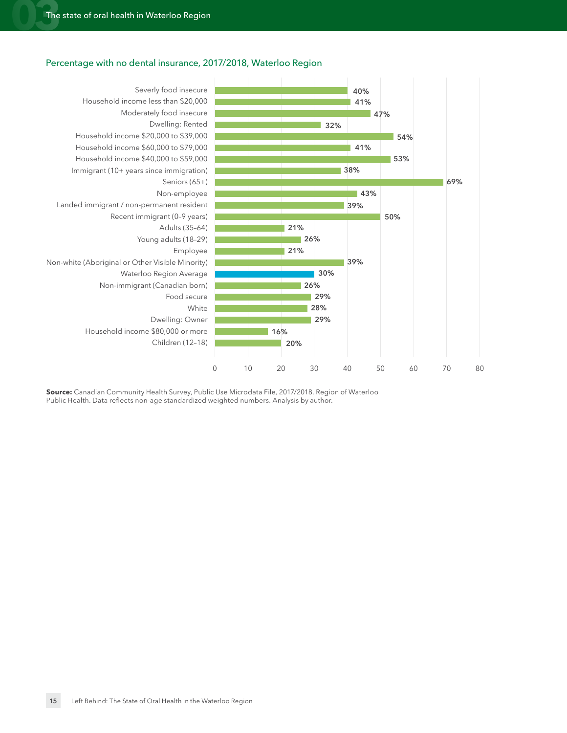## Percentage with no dental insurance, 2017/2018, Waterloo Region

| Group | Percentage |
|---|---|
| Severly food insecure | 40% |
| Household income less than $20,000 | 41% |
| Moderately food insecure | 47% |
| Dwelling: Rented | 32% |
| Household income $20,000 to $39,000 | 54% |
| Household income $60,000 to $79,000 | 41% |
| Household income $40,000 to $59,000 | 53% |
| Immigrant (10+ years since immigration) | 38% |
| Seniors (65+) | 69% |
| Non-employee | 43% |
| Landed immigrant / non-permanent resident | 39% |
| Recent immigrant (0–9 years) | 50% |
| Adults (35–64) | 21% |
| Young adults (18–29) | 26% |
| Employee | 21% |
| Non-white (Aboriginal or Other Visible Minority) | 39% |
| Waterloo Region Average | 30% |
| Non-immigrant (Canadian born) | 26% |
| Food secure | 29% |
| White | 28% |
| Dwelling: Owner | 29% |
| Household income $80,000 or more | 16% |
| Children (12–18) | 20% |

**Source:** Canadian Community Health Survey, Public Use Microdata File, 2017/2018. Region of Waterloo Public Health. Data reflects non-age standardized weighted numbers. Analysis by author.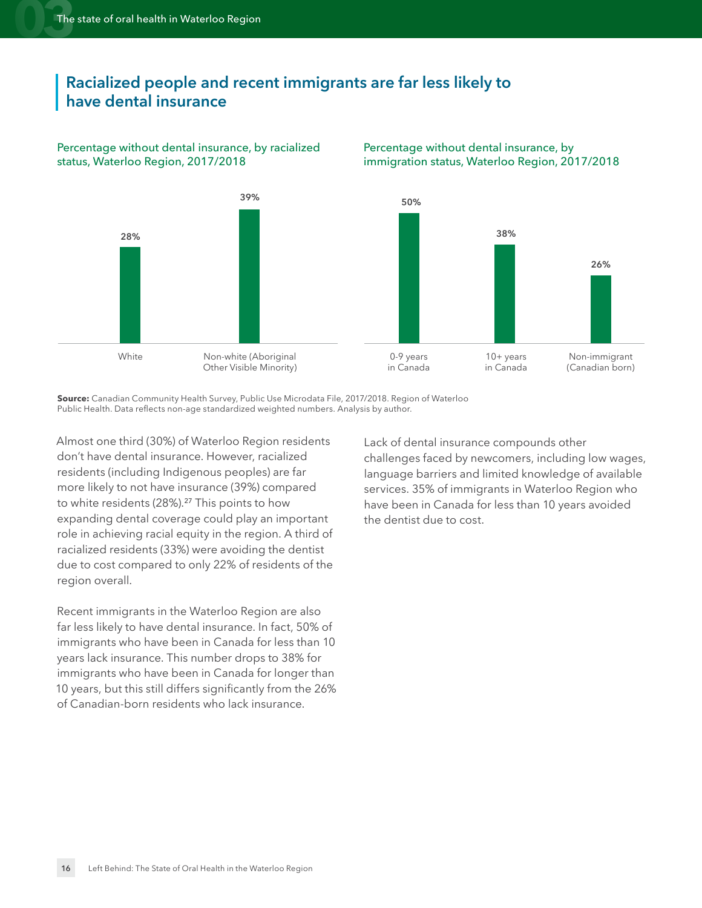## Racialized people and recent immigrants are far less likely to have dental insurance

Percentage without dental insurance, by racialized status, Waterloo Region, 2017/2018

| Racialized status | Percentage without dental insurance |
|---|---|
| White | 28% |
| Non-white (Aboriginal Other Visible Minority) | 39% |

Percentage without dental insurance, by immigration status, Waterloo Region, 2017/2018

| Immigration status | Percentage without dental insurance |
|---|---|
| 0-9 years in Canada | 50% |
| 10+ years in Canada | 38% |
| Non-immigrant (Canadian born) | 26% |

**Source:** Canadian Community Health Survey, Public Use Microdata File, 2017/2018. Region of Waterloo Public Health. Data reflects non-age standardized weighted numbers. Analysis by author.

Almost one third (30%) of Waterloo Region residents don't have dental insurance. However, racialized residents (including Indigenous peoples) are far more likely to not have insurance (39%) compared to white residents (28%).[27] This points to how expanding dental coverage could play an important role in achieving racial equity in the region. A third of racialized residents (33%) were avoiding the dentist due to cost compared to only 22% of residents of the region overall.

Recent immigrants in the Waterloo Region are also far less likely to have dental insurance. In fact, 50% of immigrants who have been in Canada for less than 10 years lack insurance. This number drops to 38% for immigrants who have been in Canada for longer than 10 years, but this still differs significantly from the 26% of Canadian-born residents who lack insurance.

Lack of dental insurance compounds other challenges faced by newcomers, including low wages, language barriers and limited knowledge of available services. 35% of immigrants in Waterloo Region who have been in Canada for less than 10 years avoided the dentist due to cost.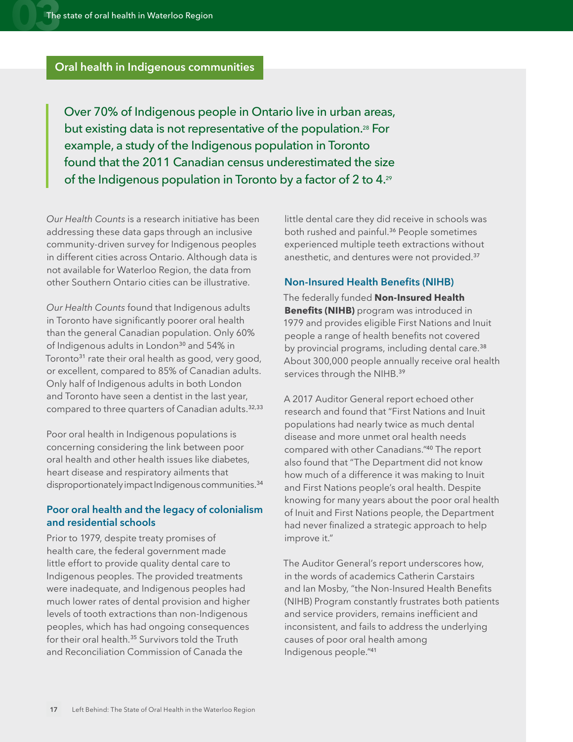## Oral health in Indigenous communities

> Over 70% of Indigenous people in Ontario live in urban areas, but existing data is not representative of the population.[28] For example, a study of the Indigenous population in Toronto found that the 2011 Canadian census underestimated the size of the Indigenous population in Toronto by a factor of 2 to 4.[29]

*Our Health Counts* is a research initiative has been addressing these data gaps through an inclusive community-driven survey for Indigenous peoples in different cities across Ontario. Although data is not available for Waterloo Region, the data from other Southern Ontario cities can be illustrative.

*Our Health Counts* found that Indigenous adults in Toronto have significantly poorer oral health than the general Canadian population. Only 60% of Indigenous adults in London[30] and 54% in Toronto[31] rate their oral health as good, very good, or excellent, compared to 85% of Canadian adults. Only half of Indigenous adults in both London and Toronto have seen a dentist in the last year, compared to three quarters of Canadian adults.[32,33]

Poor oral health in Indigenous populations is concerning considering the link between poor oral health and other health issues like diabetes, heart disease and respiratory ailments that disproportionately impact Indigenous communities.[34]

### Poor oral health and the legacy of colonialism and residential schools

Prior to 1979, despite treaty promises of health care, the federal government made little effort to provide quality dental care to Indigenous peoples. The provided treatments were inadequate, and Indigenous peoples had much lower rates of dental provision and higher levels of tooth extractions than non-Indigenous peoples, which has had ongoing consequences for their oral health.[35] Survivors told the Truth and Reconciliation Commission of Canada the little dental care they did receive in schools was both rushed and painful.[36] People sometimes experienced multiple teeth extractions without anesthetic, and dentures were not provided.[37]

### Non-Insured Health Benefits (NIHB)

The federally funded **Non-Insured Health Benefits (NIHB)** program was introduced in 1979 and provides eligible First Nations and Inuit people a range of health benefits not covered by provincial programs, including dental care.[38] About 300,000 people annually receive oral health services through the NIHB.[39]

A 2017 Auditor General report echoed other research and found that "First Nations and Inuit populations had nearly twice as much dental disease and more unmet oral health needs compared with other Canadians."[40] The report also found that "The Department did not know how much of a difference it was making to Inuit and First Nations people's oral health. Despite knowing for many years about the poor oral health of Inuit and First Nations people, the Department had never finalized a strategic approach to help improve it."

The Auditor General's report underscores how, in the words of academics Catherin Carstairs and Ian Mosby, "the Non-Insured Health Benefits (NIHB) Program constantly frustrates both patients and service providers, remains inefficient and inconsistent, and fails to address the underlying causes of poor oral health among Indigenous people."[41]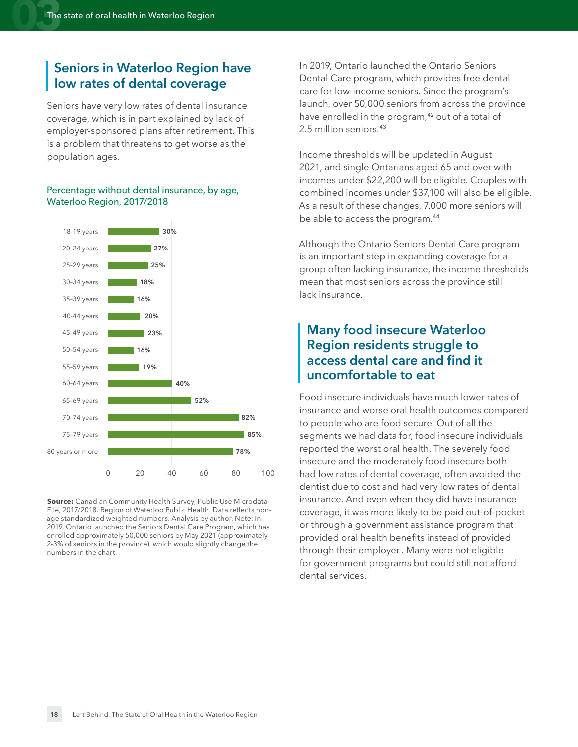## Seniors in Waterloo Region have low rates of dental coverage

Seniors have very low rates of dental insurance coverage, which is in part explained by lack of employer-sponsored plans after retirement. This is a problem that threatens to get worse as the population ages.

Percentage without dental insurance, by age, Waterloo Region, 2017/2018

| Age group | Percentage without dental insurance |
|---|---|
| 18-19 years | 30% |
| 20-24 years | 27% |
| 25-29 years | 25% |
| 30-34 years | 18% |
| 35-39 years | 16% |
| 40-44 years | 20% |
| 45-49 years | 23% |
| 50-54 years | 16% |
| 55-59 years | 19% |
| 60-64 years | 40% |
| 65-69 years | 52% |
| 70-74 years | 82% |
| 75-79 years | 85% |
| 80 years or more | 78% |

**Source:** Canadian Community Health Survey, Public Use Microdata File, 2017/2018. Region of Waterloo Public Health. Data reflects non-age standardized weighted numbers. Analysis by author. Note: In 2019, Ontario launched the Seniors Dental Care Program, which has enrolled approximately 50,000 seniors by May 2021 (approximately 2-3% of seniors in the province), which would slightly change the numbers in the chart.

In 2019, Ontario launched the Ontario Seniors Dental Care program, which provides free dental care for low-income seniors. Since the program's launch, over 50,000 seniors from across the province have enrolled in the program,[42] out of a total of 2.5 million seniors.[43]

Income thresholds will be updated in August 2021, and single Ontarians aged 65 and over with incomes under $22,200 will be eligible. Couples with combined incomes under $37,100 will also be eligible. As a result of these changes, 7,000 more seniors will be able to access the program.[44]

Although the Ontario Seniors Dental Care program is an important step in expanding coverage for a group often lacking insurance, the income thresholds mean that most seniors across the province still lack insurance.

## Many food insecure Waterloo Region residents struggle to access dental care and find it uncomfortable to eat

Food insecure individuals have much lower rates of insurance and worse oral health outcomes compared to people who are food secure. Out of all the segments we had data for, food insecure individuals reported the worst oral health. The severely food insecure and the moderately food insecure both had low rates of dental coverage, often avoided the dentist due to cost and had very low rates of dental insurance. And even when they did have insurance coverage, it was more likely to be paid out-of-pocket or through a government assistance program that provided oral health benefits instead of provided through their employer . Many were not eligible for government programs but could still not afford dental services.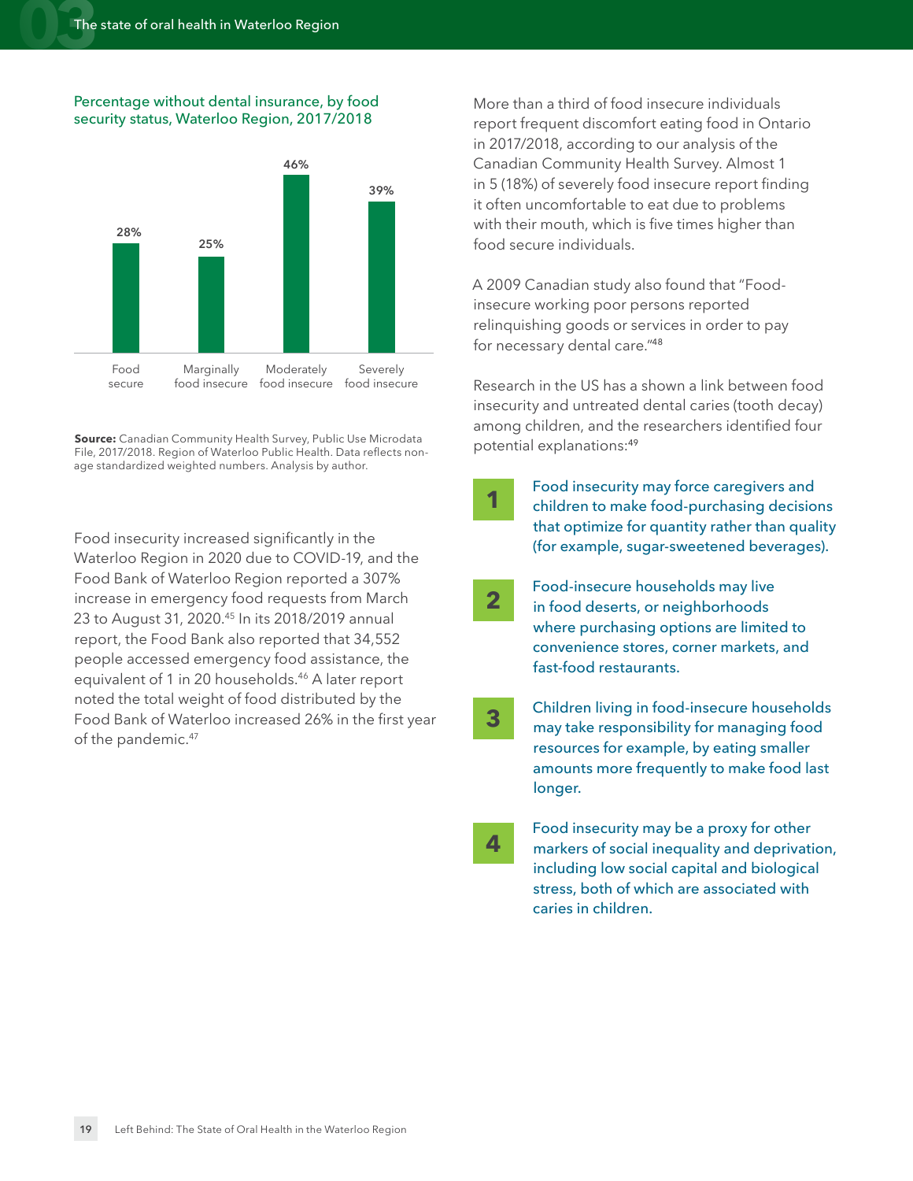Percentage without dental insurance, by food security status, Waterloo Region, 2017/2018

| Food secure | Marginally food insecure | Moderately food insecure | Severely food insecure |
|---|---|---|---|
| 28% | 25% | 46% | 39% |

**Source:** Canadian Community Health Survey, Public Use Microdata File, 2017/2018. Region of Waterloo Public Health. Data reflects non-age standardized weighted numbers. Analysis by author.

Food insecurity increased significantly in the Waterloo Region in 2020 due to COVID-19, and the Food Bank of Waterloo Region reported a 307% increase in emergency food requests from March 23 to August 31, 2020.[45] In its 2018/2019 annual report, the Food Bank also reported that 34,552 people accessed emergency food assistance, the equivalent of 1 in 20 households.[46] A later report noted the total weight of food distributed by the Food Bank of Waterloo increased 26% in the first year of the pandemic.[47]

More than a third of food insecure individuals report frequent discomfort eating food in Ontario in 2017/2018, according to our analysis of the Canadian Community Health Survey. Almost 1 in 5 (18%) of severely food insecure report finding it often uncomfortable to eat due to problems with their mouth, which is five times higher than food secure individuals.

A 2009 Canadian study also found that "Food-insecure working poor persons reported relinquishing goods or services in order to pay for necessary dental care."[48]

Research in the US has a shown a link between food insecurity and untreated dental caries (tooth decay) among children, and the researchers identified four potential explanations:[49]

1. Food insecurity may force caregivers and children to make food-purchasing decisions that optimize for quantity rather than quality (for example, sugar-sweetened beverages).
2. Food-insecure households may live in food deserts, or neighborhoods where purchasing options are limited to convenience stores, corner markets, and fast-food restaurants.
3. Children living in food-insecure households may take responsibility for managing food resources for example, by eating smaller amounts more frequently to make food last longer.
4. Food insecurity may be a proxy for other markers of social inequality and deprivation, including low social capital and biological stress, both of which are associated with caries in children.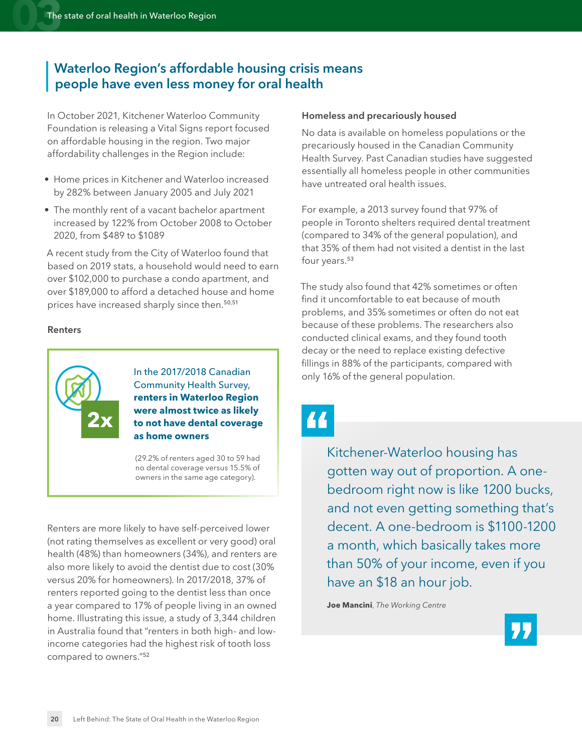## Waterloo Region's affordable housing crisis means people have even less money for oral health

In October 2021, Kitchener Waterloo Community Foundation is releasing a Vital Signs report focused on affordable housing in the region. Two major affordability challenges in the Region include:

- Home prices in Kitchener and Waterloo increased by 282% between January 2005 and July 2021
- The monthly rent of a vacant bachelor apartment increased by 122% from October 2008 to October 2020, from $489 to $1089

A recent study from the City of Waterloo found that based on 2019 stats, a household would need to earn over $102,000 to purchase a condo apartment, and over $189,000 to afford a detached house and home prices have increased sharply since then.[50,51]

### Renters

**2x**

In the 2017/2018 Canadian Community Health Survey, **renters in Waterloo Region were almost twice as likely to not have dental coverage as home owners**

(29.2% of renters aged 30 to 59 had no dental coverage versus 15.5% of owners in the same age category).

Renters are more likely to have self-perceived lower (not rating themselves as excellent or very good) oral health (48%) than homeowners (34%), and renters are also more likely to avoid the dentist due to cost (30% versus 20% for homeowners). In 2017/2018, 37% of renters reported going to the dentist less than once a year compared to 17% of people living in an owned home. Illustrating this issue, a study of 3,344 children in Australia found that "renters in both high- and low-income categories had the highest risk of tooth loss compared to owners."[52]

### Homeless and precariously housed

No data is available on homeless populations or the precariously housed in the Canadian Community Health Survey. Past Canadian studies have suggested essentially all homeless people in other communities have untreated oral health issues.

For example, a 2013 survey found that 97% of people in Toronto shelters required dental treatment (compared to 34% of the general population), and that 35% of them had not visited a dentist in the last four years.[53]

The study also found that 42% sometimes or often find it uncomfortable to eat because of mouth problems, and 35% sometimes or often do not eat because of these problems. The researchers also conducted clinical exams, and they found tooth decay or the need to replace existing defective fillings in 88% of the participants, compared with only 16% of the general population.

> Kitchener-Waterloo housing has gotten way out of proportion. A one-bedroom right now is like 1200 bucks, and not even getting something that's decent. A one-bedroom is $1100-1200 a month, which basically takes more than 50% of your income, even if you have an $18 an hour job.
>
> **Joe Mancini**, *The Working Centre*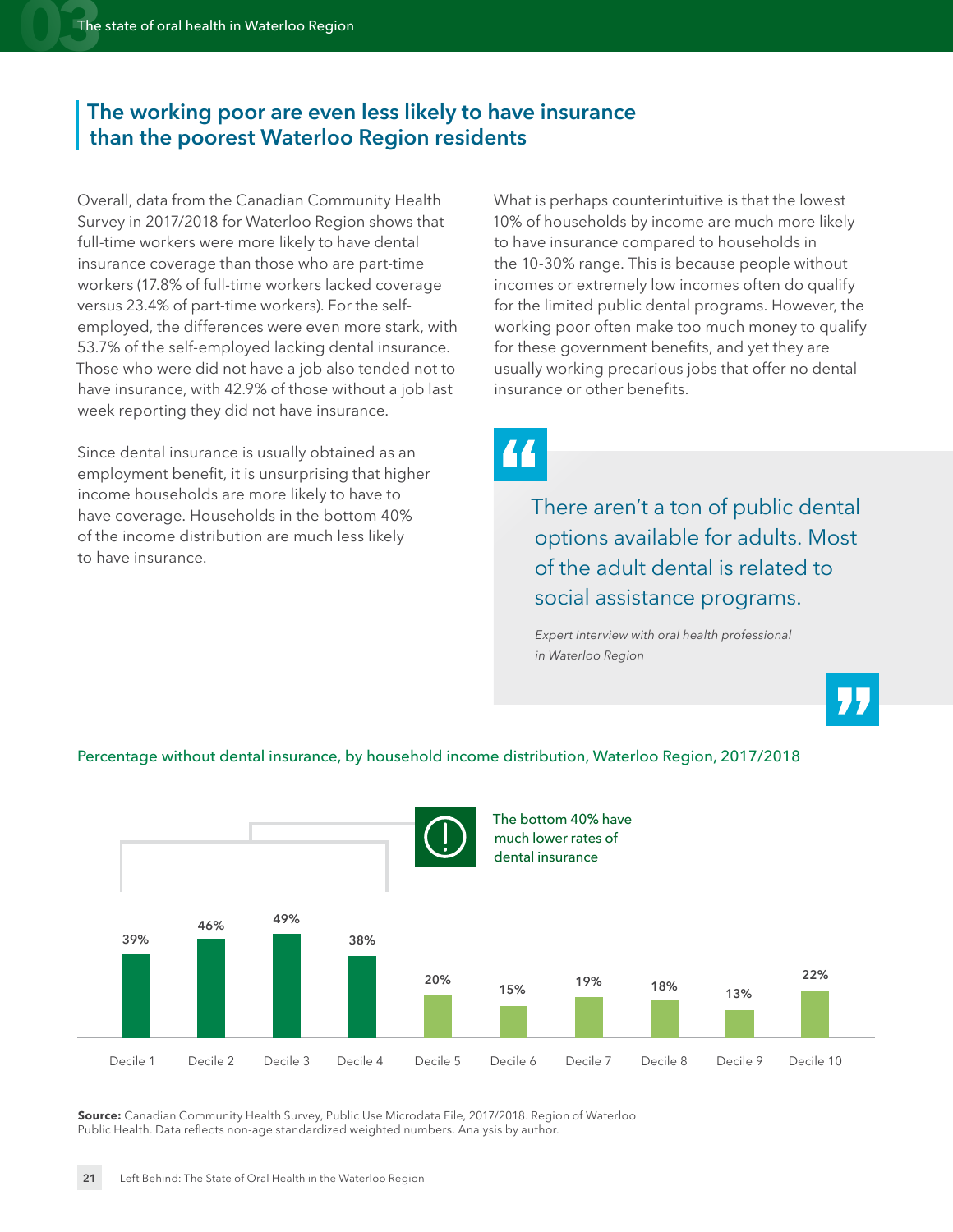## The working poor are even less likely to have insurance than the poorest Waterloo Region residents

Overall, data from the Canadian Community Health Survey in 2017/2018 for Waterloo Region shows that full-time workers were more likely to have dental insurance coverage than those who are part-time workers (17.8% of full-time workers lacked coverage versus 23.4% of part-time workers). For the self-employed, the differences were even more stark, with 53.7% of the self-employed lacking dental insurance. Those who were did not have a job also tended not to have insurance, with 42.9% of those without a job last week reporting they did not have insurance.

Since dental insurance is usually obtained as an employment benefit, it is unsurprising that higher income households are more likely to have coverage. Households in the bottom 40% of the income distribution are much less likely to have insurance.

What is perhaps counterintuitive is that the lowest 10% of households by income are much more likely to have insurance compared to households in the 10-30% range. This is because people without incomes or extremely low incomes often do qualify for the limited public dental programs. However, the working poor often make too much money to qualify for these government benefits, and yet they are usually working precarious jobs that offer no dental insurance or other benefits.

> There aren't a ton of public dental options available for adults. Most of the adult dental is related to social assistance programs.
>
> *Expert interview with oral health professional in Waterloo Region*

**Percentage without dental insurance, by household income distribution, Waterloo Region, 2017/2018**

The bottom 40% have much lower rates of dental insurance

| Decile 1 | Decile 2 | Decile 3 | Decile 4 | Decile 5 | Decile 6 | Decile 7 | Decile 8 | Decile 9 | Decile 10 |
|---|---|---|---|---|---|---|---|---|---|
| 39% | 46% | 49% | 38% | 20% | 15% | 19% | 18% | 13% | 22% |

**Source:** Canadian Community Health Survey, Public Use Microdata File, 2017/2018. Region of Waterloo Public Health. Data reflects non-age standardized weighted numbers. Analysis by author.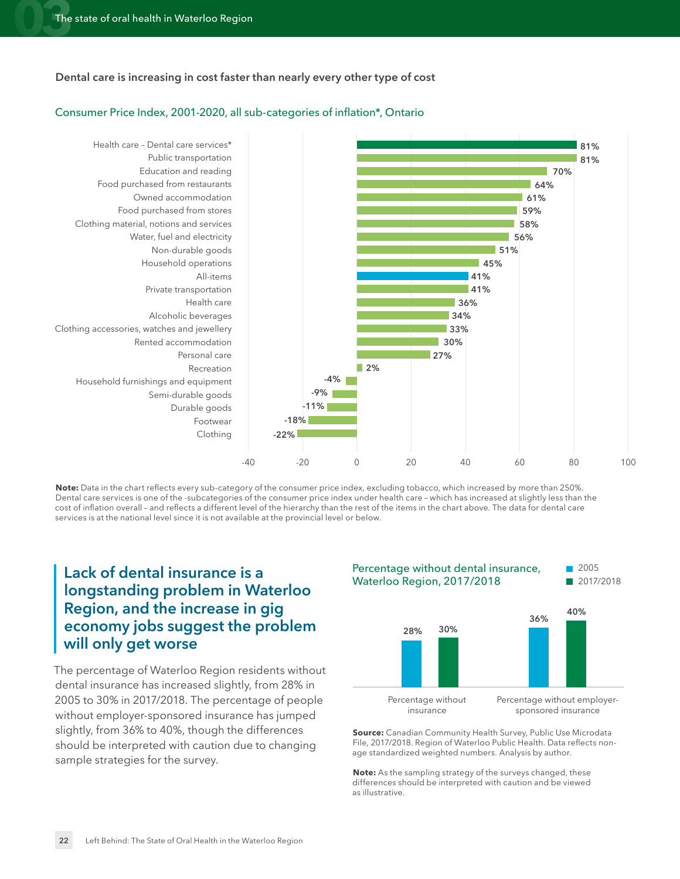Dental care is increasing in cost faster than nearly every other type of cost

## Consumer Price Index, 2001-2020, all sub-categories of inflation*, Ontario

| Category | Change |
|---|---|
| Health care – Dental care services* | 81% |
| Public transportation | 81% |
| Education and reading | 70% |
| Food purchased from restaurants | 64% |
| Owned accommodation | 61% |
| Food purchased from stores | 59% |
| Clothing material, notions and services | 58% |
| Water, fuel and electricity | 56% |
| Non-durable goods | 51% |
| Household operations | 45% |
| All-items | 41% |
| Private transportation | 41% |
| Health care | 36% |
| Alcoholic beverages | 34% |
| Clothing accessories, watches and jewellery | 33% |
| Rented accommodation | 30% |
| Personal care | 27% |
| Recreation | 2% |
| Household furnishings and equipment | -4% |
| Semi-durable goods | -9% |
| Durable goods | -11% |
| Footwear | -18% |
| Clothing | -22% |

**Note:** Data in the chart reflects every sub-category of the consumer price index, excluding tobacco, which increased by more than 250%. Dental care services is one of the -subcategories of the consumer price index under health care – which has increased at slightly less than the cost of inflation overall – and reflects a different level of the hierarchy than the rest of the items in the chart above. The data for dental care services is at the national level since it is not available at the provincial level or below.

## Lack of dental insurance is a longstanding problem in Waterloo Region, and the increase in gig economy jobs suggest the problem will only get worse

The percentage of Waterloo Region residents without dental insurance has increased slightly, from 28% in 2005 to 30% in 2017/2018. The percentage of people without employer-sponsored insurance has jumped slightly, from 36% to 40%, though the differences should be interpreted with caution due to changing sample strategies for the survey.

## Percentage without dental insurance, Waterloo Region, 2017/2018

| | 2005 | 2017/2018 |
|---|---|---|
| Percentage without insurance | 28% | 30% |
| Percentage without employer-sponsored insurance | 36% | 40% |

**Source:** Canadian Community Health Survey, Public Use Microdata File, 2017/2018. Region of Waterloo Public Health. Data reflects non-age standardized weighted numbers. Analysis by author.

**Note:** As the sampling strategy of the surveys changed, these differences should be interpreted with caution and be viewed as illustrative.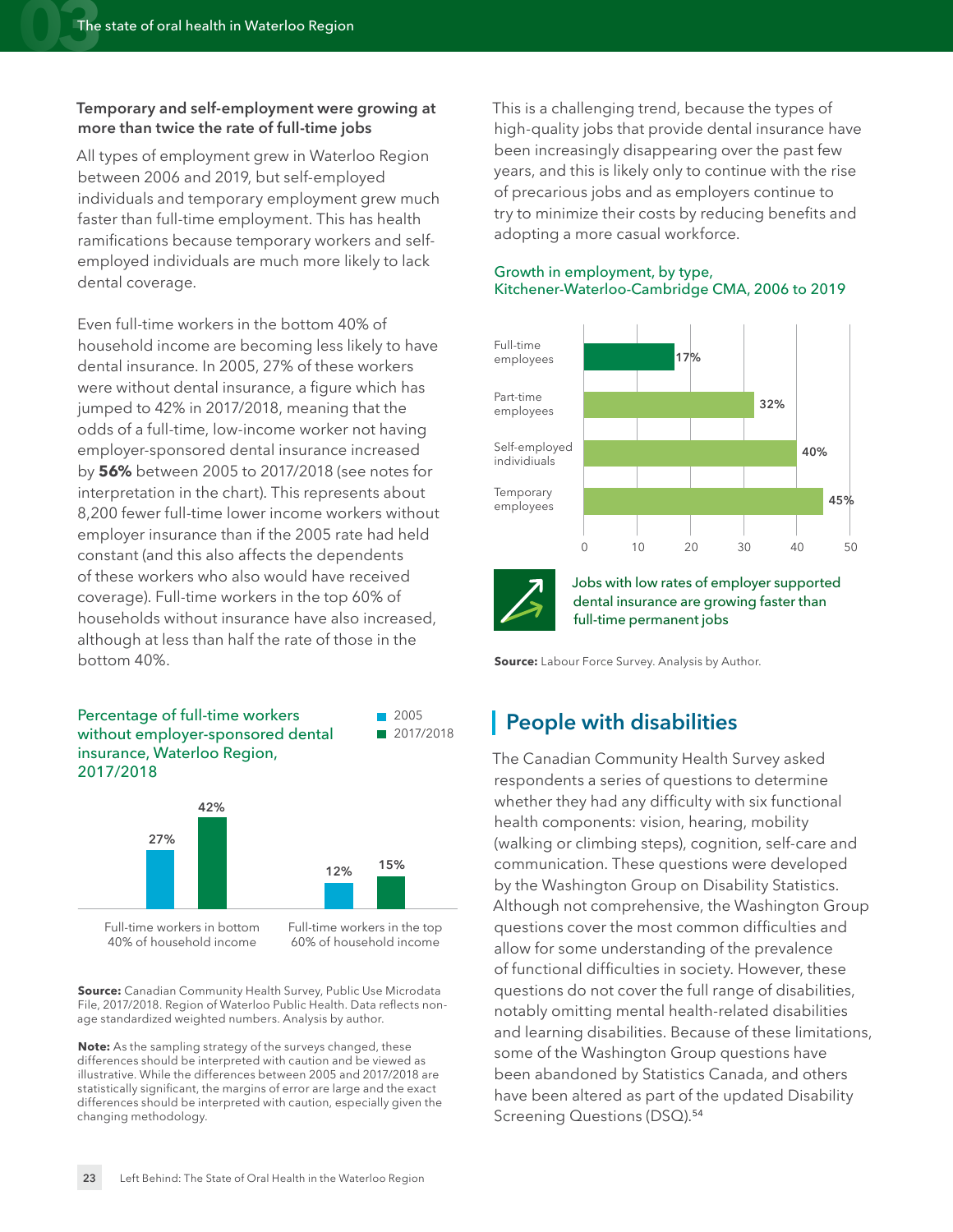### Temporary and self-employment were growing at more than twice the rate of full-time jobs

All types of employment grew in Waterloo Region between 2006 and 2019, but self-employed individuals and temporary employment grew much faster than full-time employment. This has health ramifications because temporary workers and self-employed individuals are much more likely to lack dental coverage.

Even full-time workers in the bottom 40% of household income are becoming less likely to have dental insurance. In 2005, 27% of these workers were without dental insurance, a figure which has jumped to 42% in 2017/2018, meaning that the odds of a full-time, low-income worker not having employer-sponsored dental insurance increased by **56%** between 2005 to 2017/2018 (see notes for interpretation in the chart). This represents about 8,200 fewer full-time lower income workers without employer insurance than if the 2005 rate had held constant (and this also affects the dependents of these workers who also would have received coverage). Full-time workers in the top 60% of households without insurance have also increased, although at less than half the rate of those in the bottom 40%.

**Percentage of full-time workers without employer-sponsored dental insurance, Waterloo Region, 2017/2018**

| | 2005 | 2017/2018 |
|---|---|---|
| Full-time workers in bottom 40% of household income | 27% | 42% |
| Full-time workers in the top 60% of household income | 12% | 15% |

**Source:** Canadian Community Health Survey, Public Use Microdata File, 2017/2018. Region of Waterloo Public Health. Data reflects non-age standardized weighted numbers. Analysis by author.

**Note:** As the sampling strategy of the surveys changed, these differences should be interpreted with caution and be viewed as illustrative. While the differences between 2005 and 2017/2018 are statistically significant, the margins of error are large and the exact differences should be interpreted with caution, especially given the changing methodology.

This is a challenging trend, because the types of high-quality jobs that provide dental insurance have been increasingly disappearing over the past few years, and this is likely only to continue with the rise of precarious jobs and as employers continue to try to minimize their costs by reducing benefits and adopting a more casual workforce.

**Growth in employment, by type, Kitchener-Waterloo-Cambridge CMA, 2006 to 2019**

| Type | Growth |
|---|---|
| Full-time employees | 17% |
| Part-time employees | 32% |
| Self-employed individuals | 40% |
| Temporary employees | 45% |

Jobs with low rates of employer supported dental insurance are growing faster than full-time permanent jobs

**Source:** Labour Force Survey. Analysis by Author.

## People with disabilities

The Canadian Community Health Survey asked respondents a series of questions to determine whether they had any difficulty with six functional health components: vision, hearing, mobility (walking or climbing steps), cognition, self-care and communication. These questions were developed by the Washington Group on Disability Statistics. Although not comprehensive, the Washington Group questions cover the most common difficulties and allow for some understanding of the prevalence of functional difficulties in society. However, these questions do not cover the full range of disabilities, notably omitting mental health-related disabilities and learning disabilities. Because of these limitations, some of the Washington Group questions have been abandoned by Statistics Canada, and others have been altered as part of the updated Disability Screening Questions (DSQ).[54]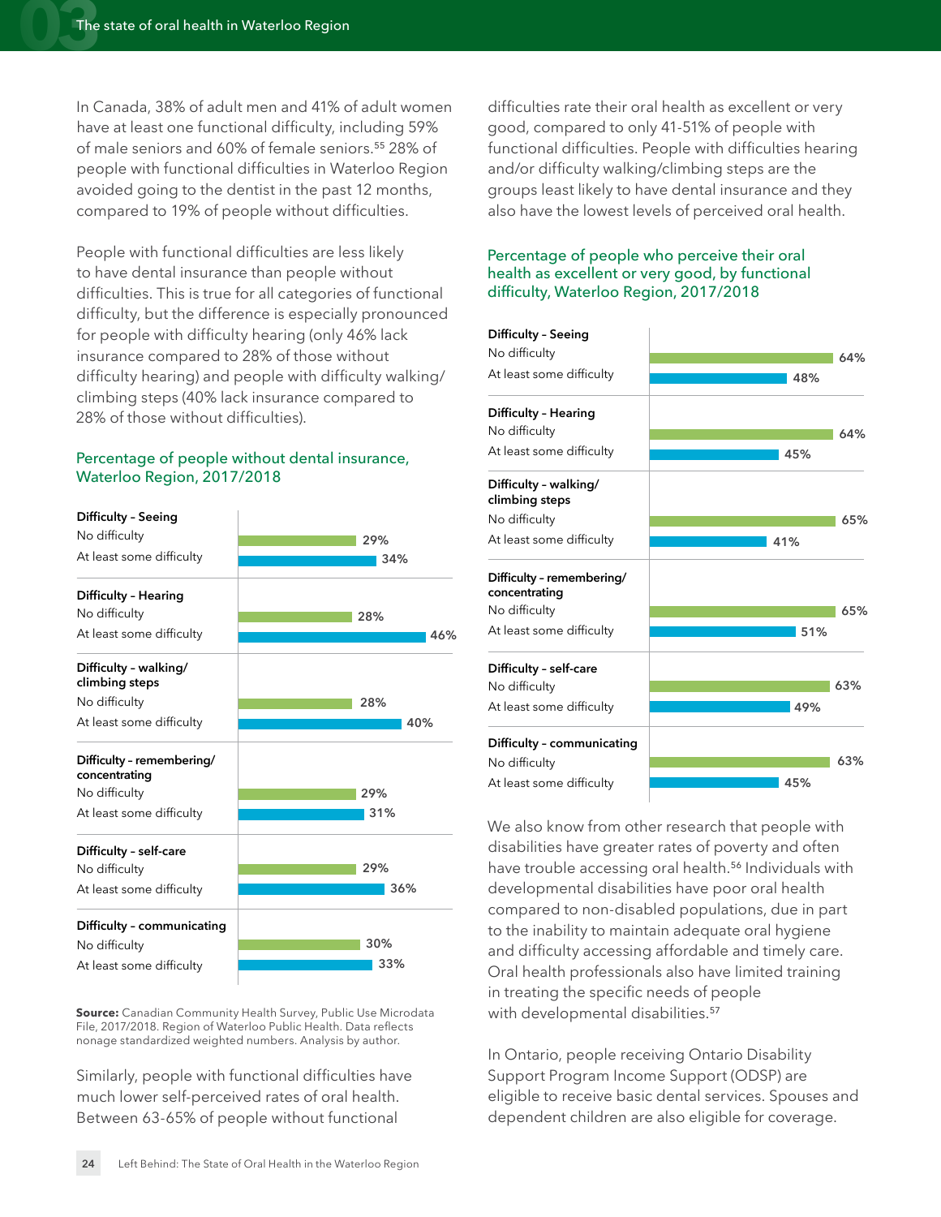In Canada, 38% of adult men and 41% of adult women have at least one functional difficulty, including 59% of male seniors and 60% of female seniors.[55] 28% of people with functional difficulties in Waterloo Region avoided going to the dentist in the past 12 months, compared to 19% of people without difficulties.

People with functional difficulties are less likely to have dental insurance than people without difficulties. This is true for all categories of functional difficulty, but the difference is especially pronounced for people with difficulty hearing (only 46% lack insurance compared to 28% of those without difficulty hearing) and people with difficulty walking/climbing steps (40% lack insurance compared to 28% of those without difficulties).

### Percentage of people without dental insurance, Waterloo Region, 2017/2018

| Difficulty | No difficulty | At least some difficulty |
|---|---|---|
| Seeing | 29% | 34% |
| Hearing | 28% | 46% |
| Walking/climbing steps | 28% | 40% |
| Remembering/concentrating | 29% | 31% |
| Self-care | 29% | 36% |
| Communicating | 30% | 33% |

**Source:** Canadian Community Health Survey, Public Use Microdata File, 2017/2018. Region of Waterloo Public Health. Data reflects nonage standardized weighted numbers. Analysis by author.

Similarly, people with functional difficulties have much lower self-perceived rates of oral health. Between 63-65% of people without functional difficulties rate their oral health as excellent or very good, compared to only 41-51% of people with functional difficulties. People with difficulties hearing and/or difficulty walking/climbing steps are the groups least likely to have dental insurance and they also have the lowest levels of perceived oral health.

### Percentage of people who perceive their oral health as excellent or very good, by functional difficulty, Waterloo Region, 2017/2018

| Difficulty | No difficulty | At least some difficulty |
|---|---|---|
| Seeing | 64% | 48% |
| Hearing | 64% | 45% |
| Walking/climbing steps | 65% | 41% |
| Remembering/concentrating | 65% | 51% |
| Self-care | 63% | 49% |
| Communicating | 63% | 45% |

We also know from other research that people with disabilities have greater rates of poverty and often have trouble accessing oral health.[56] Individuals with developmental disabilities have poor oral health compared to non-disabled populations, due in part to the inability to maintain adequate oral hygiene and difficulty accessing affordable and timely care. Oral health professionals also have limited training in treating the specific needs of people with developmental disabilities.[57]

In Ontario, people receiving Ontario Disability Support Program Income Support (ODSP) are eligible to receive basic dental services. Spouses and dependent children are also eligible for coverage.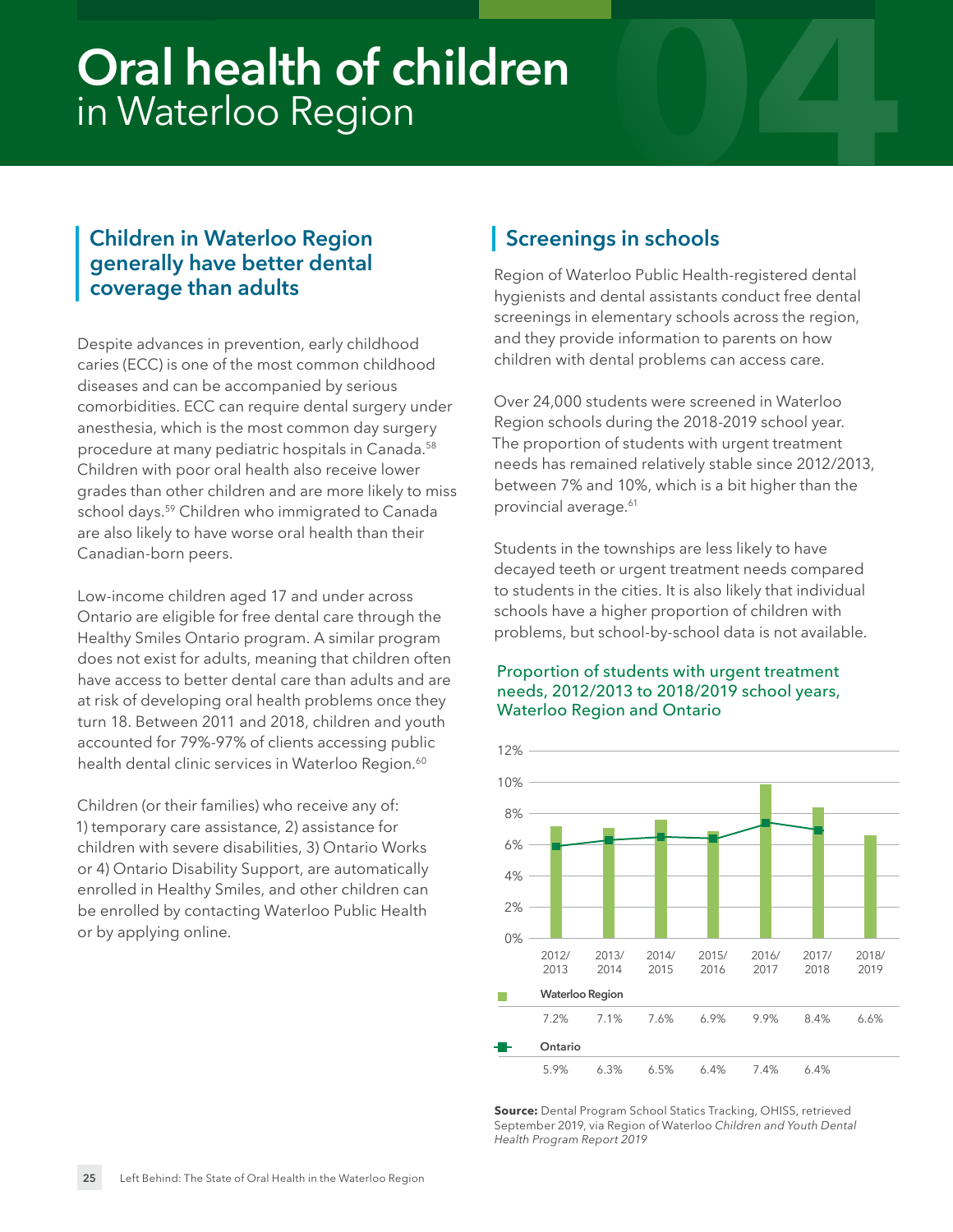# Oral health of children in Waterloo Region

## Children in Waterloo Region generally have better dental coverage than adults

Despite advances in prevention, early childhood caries (ECC) is one of the most common childhood diseases and can be accompanied by serious comorbidities. ECC can require dental surgery under anesthesia, which is the most common day surgery procedure at many pediatric hospitals in Canada.[58] Children with poor oral health also receive lower grades than other children and are more likely to miss school days.[59] Children who immigrated to Canada are also likely to have worse oral health than their Canadian-born peers.

Low-income children aged 17 and under across Ontario are eligible for free dental care through the Healthy Smiles Ontario program. A similar program does not exist for adults, meaning that children often have access to better dental care than adults and are at risk of developing oral health problems once they turn 18. Between 2011 and 2018, children and youth accounted for 79%-97% of clients accessing public health dental clinic services in Waterloo Region.[60]

Children (or their families) who receive any of: 1) temporary care assistance, 2) assistance for children with severe disabilities, 3) Ontario Works or 4) Ontario Disability Support, are automatically enrolled in Healthy Smiles, and other children can be enrolled by contacting Waterloo Public Health or by applying online.

## Screenings in schools

Region of Waterloo Public Health-registered dental hygienists and dental assistants conduct free dental screenings in elementary schools across the region, and they provide information to parents on how children with dental problems can access care.

Over 24,000 students were screened in Waterloo Region schools during the 2018-2019 school year. The proportion of students with urgent treatment needs has remained relatively stable since 2012/2013, between 7% and 10%, which is a bit higher than the provincial average.[61]

Students in the townships are less likely to have decayed teeth or urgent treatment needs compared to students in the cities. It is also likely that individual schools have a higher proportion of children with problems, but school-by-school data is not available.

### Proportion of students with urgent treatment needs, 2012/2013 to 2018/2019 school years, Waterloo Region and Ontario

| | 2012/2013 | 2013/2014 | 2014/2015 | 2015/2016 | 2016/2017 | 2017/2018 | 2018/2019 |
|---|---|---|---|---|---|---|---|
| Waterloo Region | 7.2% | 7.1% | 7.6% | 6.9% | 9.9% | 8.4% | 6.6% |
| Ontario | 5.9% | 6.3% | 6.5% | 6.4% | 7.4% | 6.4% | |

**Source:** Dental Program School Statics Tracking, OHISS, retrieved September 2019, via Region of Waterloo *Children and Youth Dental Health Program Report 2019*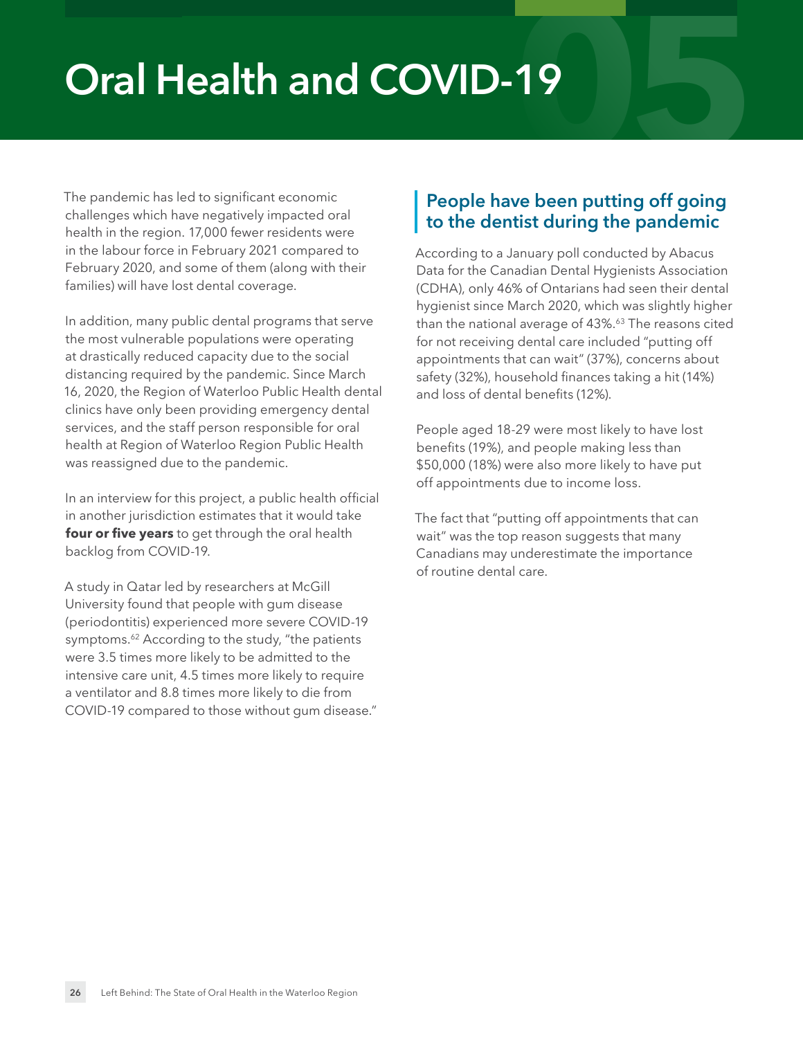# Oral Health and COVID-19

The pandemic has led to significant economic challenges which have negatively impacted oral health in the region. 17,000 fewer residents were in the labour force in February 2021 compared to February 2020, and some of them (along with their families) will have lost dental coverage.

In addition, many public dental programs that serve the most vulnerable populations were operating at drastically reduced capacity due to the social distancing required by the pandemic. Since March 16, 2020, the Region of Waterloo Public Health dental clinics have only been providing emergency dental services, and the staff person responsible for oral health at Region of Waterloo Region Public Health was reassigned due to the pandemic.

In an interview for this project, a public health official in another jurisdiction estimates that it would take **four or five years** to get through the oral health backlog from COVID-19.

A study in Qatar led by researchers at McGill University found that people with gum disease (periodontitis) experienced more severe COVID-19 symptoms.[62] According to the study, "the patients were 3.5 times more likely to be admitted to the intensive care unit, 4.5 times more likely to require a ventilator and 8.8 times more likely to die from COVID-19 compared to those without gum disease."

## People have been putting off going to the dentist during the pandemic

According to a January poll conducted by Abacus Data for the Canadian Dental Hygienists Association (CDHA), only 46% of Ontarians had seen their dental hygienist since March 2020, which was slightly higher than the national average of 43%.[63] The reasons cited for not receiving dental care included "putting off appointments that can wait" (37%), concerns about safety (32%), household finances taking a hit (14%) and loss of dental benefits (12%).

People aged 18-29 were most likely to have lost benefits (19%), and people making less than $50,000 (18%) were also more likely to have put off appointments due to income loss.

The fact that "putting off appointments that can wait" was the top reason suggests that many Canadians may underestimate the importance of routine dental care.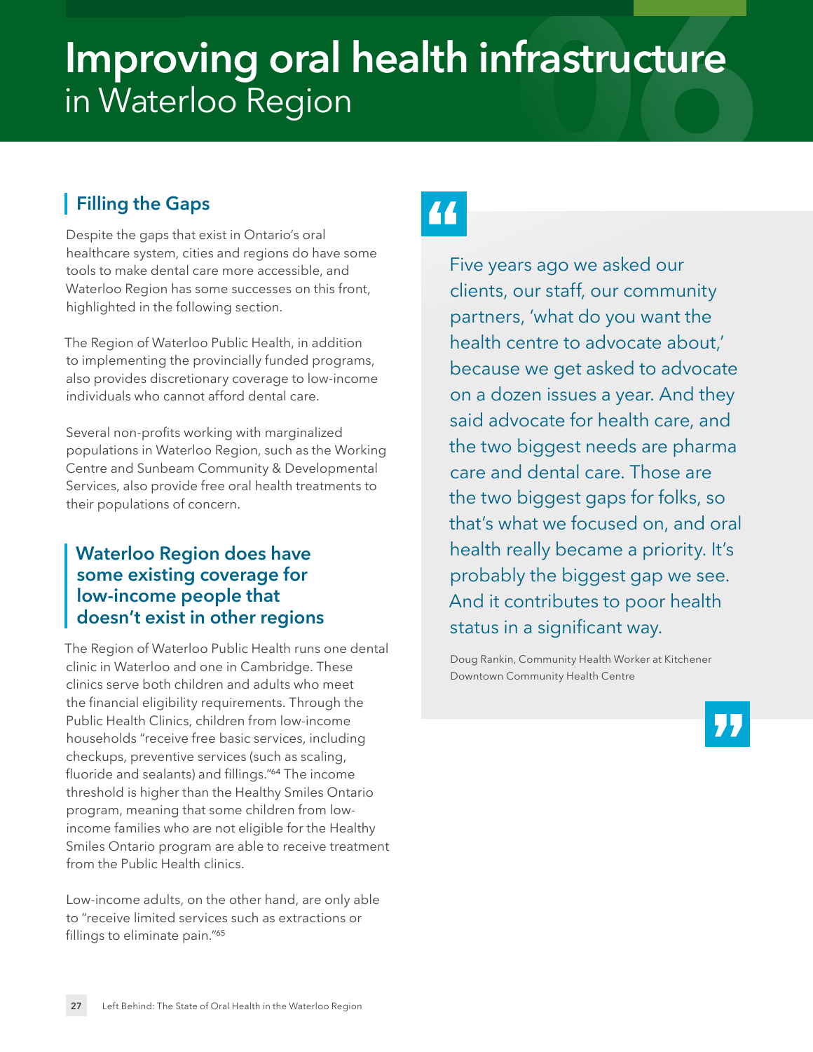# Improving oral health infrastructure in Waterloo Region

## Filling the Gaps

Despite the gaps that exist in Ontario's oral healthcare system, cities and regions do have some tools to make dental care more accessible, and Waterloo Region has some successes on this front, highlighted in the following section.

The Region of Waterloo Public Health, in addition to implementing the provincially funded programs, also provides discretionary coverage to low-income individuals who cannot afford dental care.

Several non-profits working with marginalized populations in Waterloo Region, such as the Working Centre and Sunbeam Community & Developmental Services, also provide free oral health treatments to their populations of concern.

### Waterloo Region does have some existing coverage for low-income people that doesn't exist in other regions

The Region of Waterloo Public Health runs one dental clinic in Waterloo and one in Cambridge. These clinics serve both children and adults who meet the financial eligibility requirements. Through the Public Health Clinics, children from low-income households "receive free basic services, including checkups, preventive services (such as scaling, fluoride and sealants) and fillings."[64] The income threshold is higher than the Healthy Smiles Ontario program, meaning that some children from low-income families who are not eligible for the Healthy Smiles Ontario program are able to receive treatment from the Public Health clinics.

Low-income adults, on the other hand, are only able to "receive limited services such as extractions or fillings to eliminate pain."[65]

> "Five years ago we asked our clients, our staff, our community partners, 'what do you want the health centre to advocate about,' because we get asked to advocate on a dozen issues a year. And they said advocate for health care, and the two biggest needs are pharma care and dental care. Those are the two biggest gaps for folks, so that's what we focused on, and oral health really became a priority. It's probably the biggest gap we see. And it contributes to poor health status in a significant way."
>
> Doug Rankin, Community Health Worker at Kitchener Downtown Community Health Centre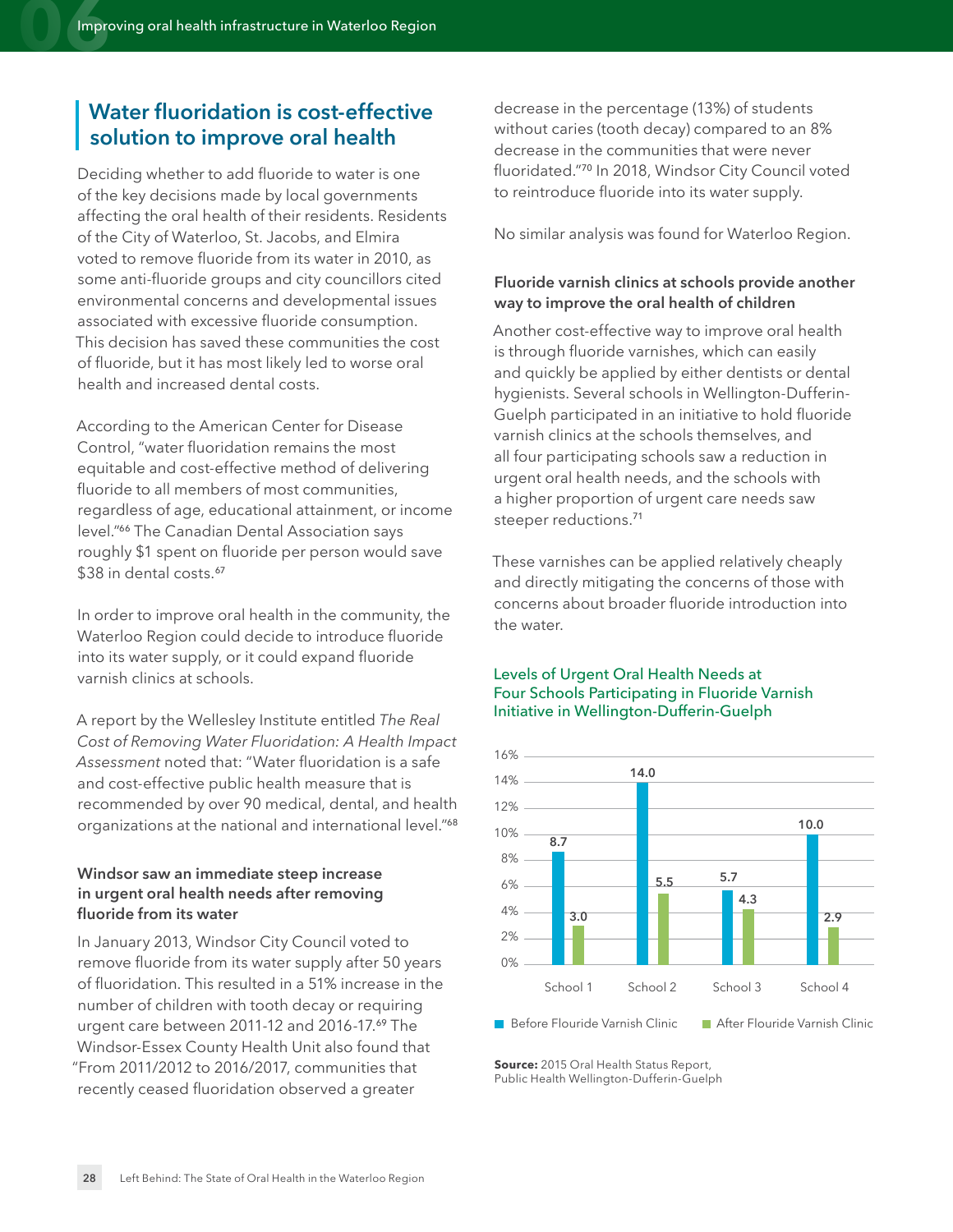## Water fluoridation is cost-effective solution to improve oral health

Deciding whether to add fluoride to water is one of the key decisions made by local governments affecting the oral health of their residents. Residents of the City of Waterloo, St. Jacobs, and Elmira voted to remove fluoride from its water in 2010, as some anti-fluoride groups and city councillors cited environmental concerns and developmental issues associated with excessive fluoride consumption. This decision has saved these communities the cost of fluoride, but it has most likely led to worse oral health and increased dental costs.

According to the American Center for Disease Control, "water fluoridation remains the most equitable and cost-effective method of delivering fluoride to all members of most communities, regardless of age, educational attainment, or income level."[66] The Canadian Dental Association says roughly $1 spent on fluoride per person would save $38 in dental costs.[67]

In order to improve oral health in the community, the Waterloo Region could decide to introduce fluoride into its water supply, or it could expand fluoride varnish clinics at schools.

A report by the Wellesley Institute entitled *The Real Cost of Removing Water Fluoridation: A Health Impact Assessment* noted that: "Water fluoridation is a safe and cost-effective public health measure that is recommended by over 90 medical, dental, and health organizations at the national and international level."[68]

### Windsor saw an immediate steep increase in urgent oral health needs after removing fluoride from its water

In January 2013, Windsor City Council voted to remove fluoride from its water supply after 50 years of fluoridation. This resulted in a 51% increase in the number of children with tooth decay or requiring urgent care between 2011-12 and 2016-17.[69] The Windsor-Essex County Health Unit also found that "From 2011/2012 to 2016/2017, communities that recently ceased fluoridation observed a greater decrease in the percentage (13%) of students without caries (tooth decay) compared to an 8% decrease in the communities that were never fluoridated."[70] In 2018, Windsor City Council voted to reintroduce fluoride into its water supply.

No similar analysis was found for Waterloo Region.

### Fluoride varnish clinics at schools provide another way to improve the oral health of children

Another cost-effective way to improve oral health is through fluoride varnishes, which can easily and quickly be applied by either dentists or dental hygienists. Several schools in Wellington-Dufferin-Guelph participated in an initiative to hold fluoride varnish clinics at the schools themselves, and all four participating schools saw a reduction in urgent oral health needs, and the schools with a higher proportion of urgent care needs saw steeper reductions.[71]

These varnishes can be applied relatively cheaply and directly mitigating the concerns of those with concerns about broader fluoride introduction into the water.

**Levels of Urgent Oral Health Needs at Four Schools Participating in Flouride Varnish Initiative in Wellington-Dufferin-Guelph**

| | Before Flouride Varnish Clinic | After Flouride Varnish Clinic |
|---|---|---|
| School 1 | 8.7 | 3.0 |
| School 2 | 14.0 | 5.5 |
| School 3 | 5.7 | 4.3 |
| School 4 | 10.0 | 2.9 |

**Source:** 2015 Oral Health Status Report, Public Health Wellington-Dufferin-Guelph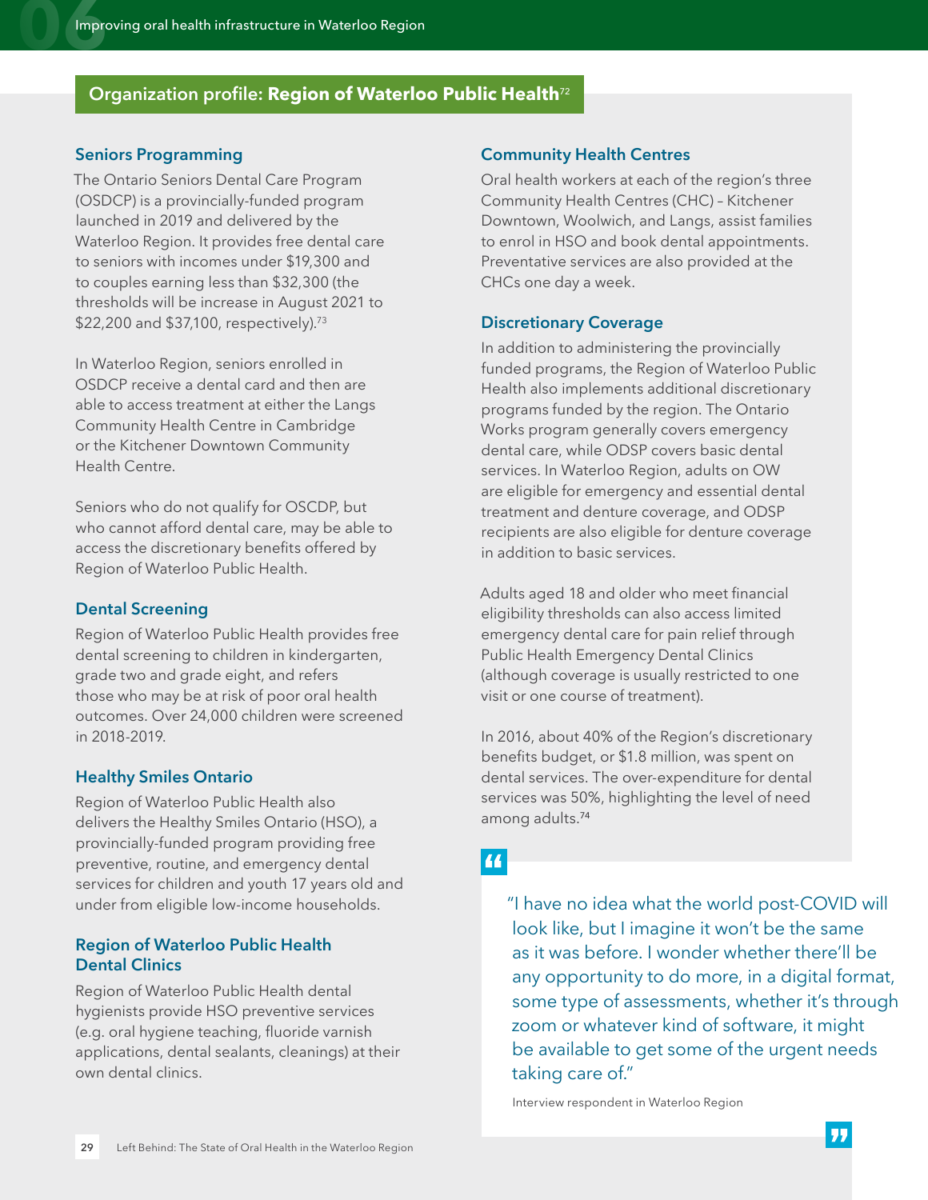## Organization profile: **Region of Waterloo Public Health**[72]

### Seniors Programming

The Ontario Seniors Dental Care Program (OSDCP) is a provincially-funded program launched in 2019 and delivered by the Waterloo Region. It provides free dental care to seniors with incomes under $19,300 and to couples earning less than $32,300 (the thresholds will be increase in August 2021 to $22,200 and $37,100, respectively).[73]

In Waterloo Region, seniors enrolled in OSDCP receive a dental card and then are able to access treatment at either the Langs Community Health Centre in Cambridge or the Kitchener Downtown Community Health Centre.

Seniors who do not qualify for OSCDP, but who cannot afford dental care, may be able to access the discretionary benefits offered by Region of Waterloo Public Health.

### Dental Screening

Region of Waterloo Public Health provides free dental screening to children in kindergarten, grade two and grade eight, and refers those who may be at risk of poor oral health outcomes. Over 24,000 children were screened in 2018-2019.

### Healthy Smiles Ontario

Region of Waterloo Public Health also delivers the Healthy Smiles Ontario (HSO), a provincially-funded program providing free preventive, routine, and emergency dental services for children and youth 17 years old and under from eligible low-income households.

### Region of Waterloo Public Health Dental Clinics

Region of Waterloo Public Health dental hygienists provide HSO preventive services (e.g. oral hygiene teaching, fluoride varnish applications, dental sealants, cleanings) at their own dental clinics.

### Community Health Centres

Oral health workers at each of the region's three Community Health Centres (CHC) – Kitchener Downtown, Woolwich, and Langs, assist families to enrol in HSO and book dental appointments. Preventative services are also provided at the CHCs one day a week.

### Discretionary Coverage

In addition to administering the provincially funded programs, the Region of Waterloo Public Health also implements additional discretionary programs funded by the region. The Ontario Works program generally covers emergency dental care, while ODSP covers basic dental services. In Waterloo Region, adults on OW are eligible for emergency and essential dental treatment and denture coverage, and ODSP recipients are also eligible for denture coverage in addition to basic services.

Adults aged 18 and older who meet financial eligibility thresholds can also access limited emergency dental care for pain relief through Public Health Emergency Dental Clinics (although coverage is usually restricted to one visit or one course of treatment).

In 2016, about 40% of the Region's discretionary benefits budget, or $1.8 million, was spent on dental services. The over-expenditure for dental services was 50%, highlighting the level of need among adults.[74]

> "I have no idea what the world post-COVID will look like, but I imagine it won't be the same as it was before. I wonder whether there'll be any opportunity to do more, in a digital format, some type of assessments, whether it's through zoom or whatever kind of software, it might be available to get some of the urgent needs taking care of."
>
> Interview respondent in Waterloo Region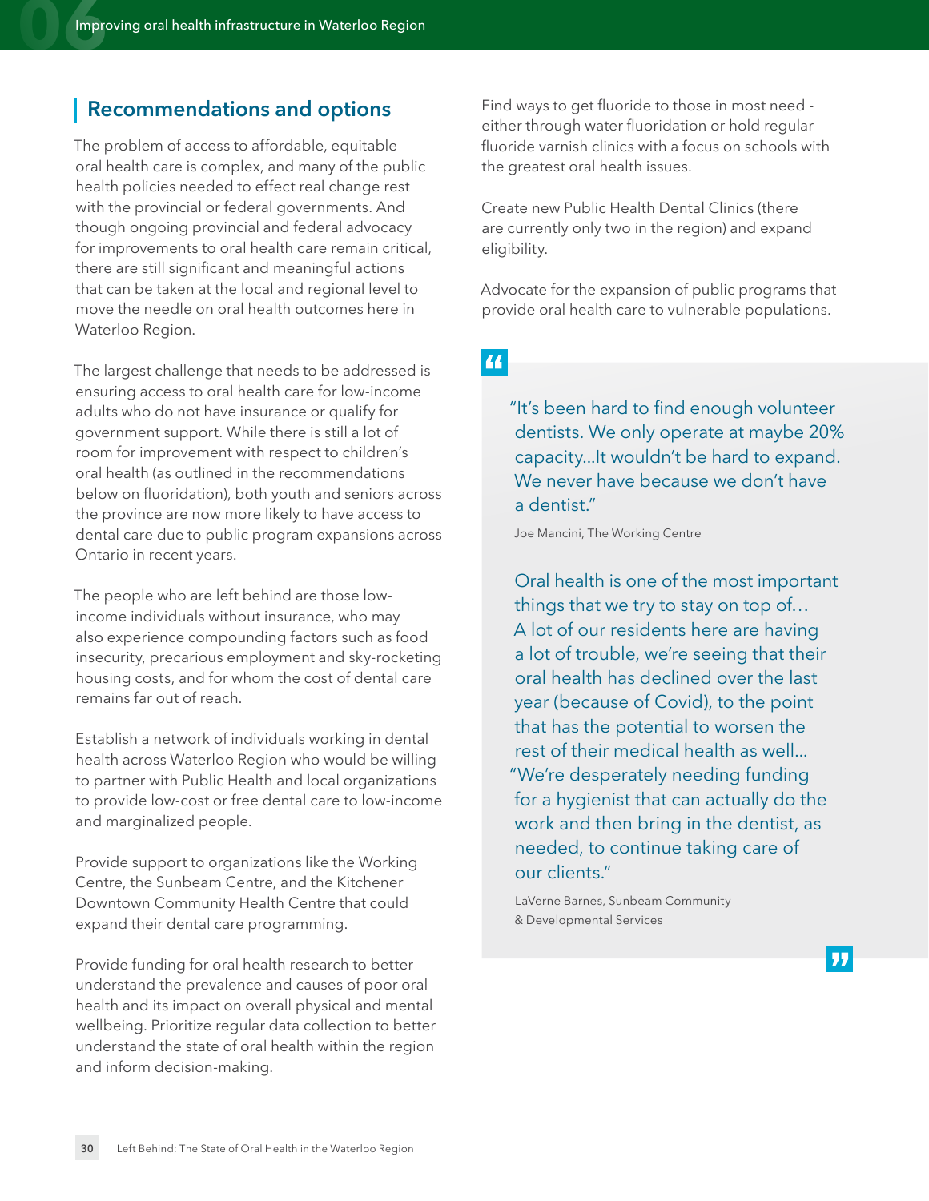## Recommendations and options

The problem of access to affordable, equitable oral health care is complex, and many of the public health policies needed to effect real change rest with the provincial or federal governments. And though ongoing provincial and federal advocacy for improvements to oral health care remain critical, there are still significant and meaningful actions that can be taken at the local and regional level to move the needle on oral health outcomes here in Waterloo Region.

The largest challenge that needs to be addressed is ensuring access to oral health care for low-income adults who do not have insurance or qualify for government support. While there is still a lot of room for improvement with respect to children's oral health (as outlined in the recommendations below on fluoridation), both youth and seniors across the province are now more likely to have access to dental care due to public program expansions across Ontario in recent years.

The people who are left behind are those low-income individuals without insurance, who may also experience compounding factors such as food insecurity, precarious employment and sky-rocketing housing costs, and for whom the cost of dental care remains far out of reach.

Establish a network of individuals working in dental health across Waterloo Region who would be willing to partner with Public Health and local organizations to provide low-cost or free dental care to low-income and marginalized people.

Provide support to organizations like the Working Centre, the Sunbeam Centre, and the Kitchener Downtown Community Health Centre that could expand their dental care programming.

Provide funding for oral health research to better understand the prevalence and causes of poor oral health and its impact on overall physical and mental wellbeing. Prioritize regular data collection to better understand the state of oral health within the region and inform decision-making.

Find ways to get fluoride to those in most need - either through water fluoridation or hold regular fluoride varnish clinics with a focus on schools with the greatest oral health issues.

Create new Public Health Dental Clinics (there are currently only two in the region) and expand eligibility.

Advocate for the expansion of public programs that provide oral health care to vulnerable populations.

> "It's been hard to find enough volunteer dentists. We only operate at maybe 20% capacity...It wouldn't be hard to expand. We never have because we don't have a dentist."
>
> Joe Mancini, The Working Centre

> Oral health is one of the most important things that we try to stay on top of… A lot of our residents here are having a lot of trouble, we're seeing that their oral health has declined over the last year (because of Covid), to the point that has the potential to worsen the rest of their medical health as well... "We're desperately needing funding for a hygienist that can actually do the work and then bring in the dentist, as needed, to continue taking care of our clients."
>
> LaVerne Barnes, Sunbeam Community & Developmental Services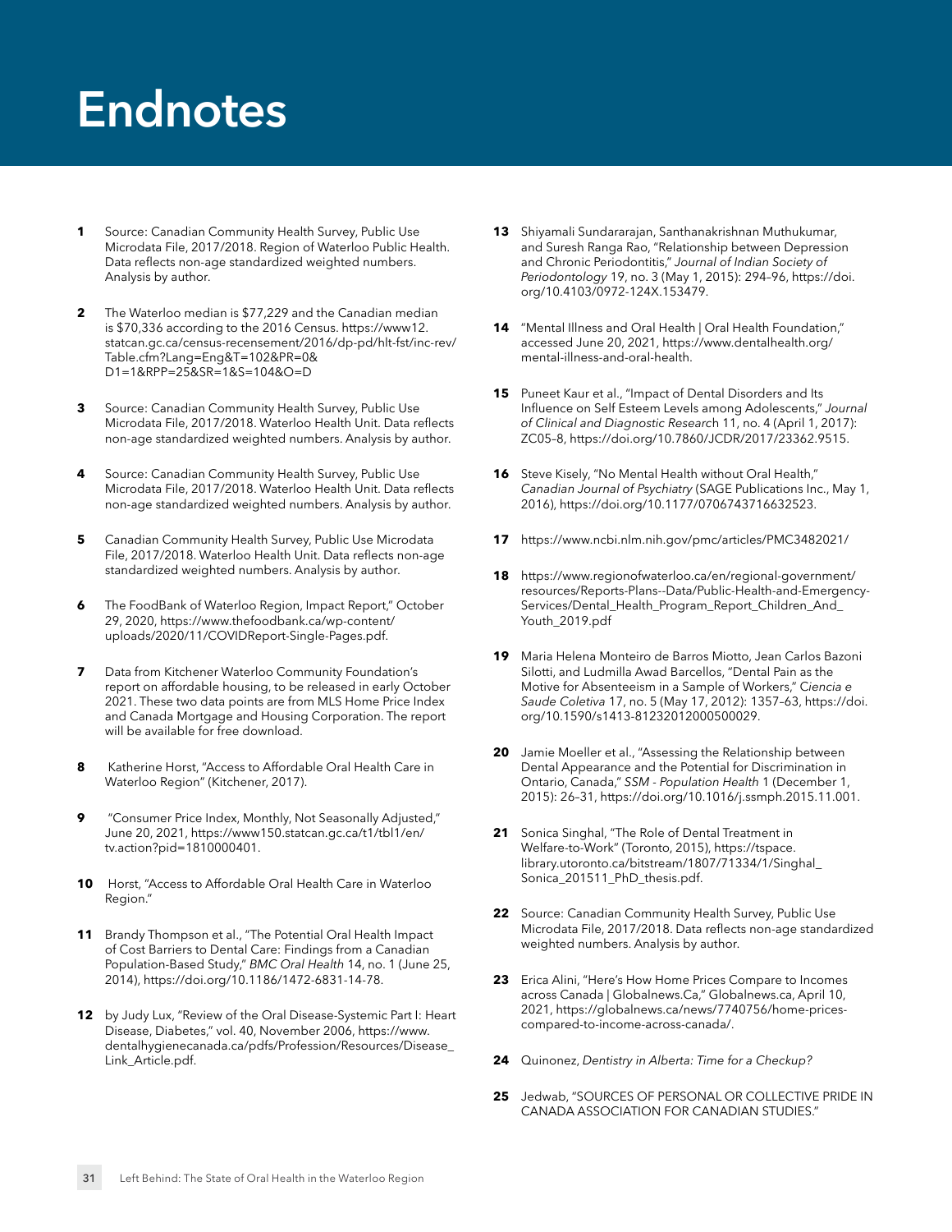# Endnotes

1. Source: Canadian Community Health Survey, Public Use Microdata File, 2017/2018. Region of Waterloo Public Health. Data reflects non-age standardized weighted numbers. Analysis by author.

2. The Waterloo median is $77,229 and the Canadian median is $70,336 according to the 2016 Census. https://www12.statcan.gc.ca/census-recensement/2016/dp-pd/hlt-fst/inc-rev/Table.cfm?Lang=Eng&T=102&PR=0&D1=1&RPP=25&SR=1&S=104&O=D

3. Source: Canadian Community Health Survey, Public Use Microdata File, 2017/2018. Waterloo Health Unit. Data reflects non-age standardized weighted numbers. Analysis by author.

4. Source: Canadian Community Health Survey, Public Use Microdata File, 2017/2018. Waterloo Health Unit. Data reflects non-age standardized weighted numbers. Analysis by author.

5. Canadian Community Health Survey, Public Use Microdata File, 2017/2018. Waterloo Health Unit. Data reflects non-age standardized weighted numbers. Analysis by author.

6. The FoodBank of Waterloo Region, Impact Report," October 29, 2020, https://www.thefoodbank.ca/wp-content/uploads/2020/11/COVIDReport-Single-Pages.pdf.

7. Data from Kitchener Waterloo Community Foundation's report on affordable housing, to be released in early October 2021. These two data points are from MLS Home Price Index and Canada Mortgage and Housing Corporation. The report will be available for free download.

8. Katherine Horst, "Access to Affordable Oral Health Care in Waterloo Region" (Kitchener, 2017).

9. "Consumer Price Index, Monthly, Not Seasonally Adjusted," June 20, 2021, https://www150.statcan.gc.ca/t1/tbl1/en/tv.action?pid=1810000401.

10. Horst, "Access to Affordable Oral Health Care in Waterloo Region."

11. Brandy Thompson et al., "The Potential Oral Health Impact of Cost Barriers to Dental Care: Findings from a Canadian Population-Based Study," *BMC Oral Health* 14, no. 1 (June 25, 2014), https://doi.org/10.1186/1472-6831-14-78.

12. by Judy Lux, "Review of the Oral Disease-Systemic Part I: Heart Disease, Diabetes," vol. 40, November 2006, https://www.dentalhygienecanada.ca/pdfs/Profession/Resources/Disease_Link_Article.pdf.

13. Shiyamali Sundararajan, Santhanakrishnan Muthukumar, and Suresh Ranga Rao, "Relationship between Depression and Chronic Periodontitis," *Journal of Indian Society of Periodontology* 19, no. 3 (May 1, 2015): 294–96, https://doi.org/10.4103/0972-124X.153479.

14. "Mental Illness and Oral Health | Oral Health Foundation," accessed June 20, 2021, https://www.dentalhealth.org/mental-illness-and-oral-health.

15. Puneet Kaur et al., "Impact of Dental Disorders and Its Influence on Self Esteem Levels among Adolescents," *Journal of Clinical and Diagnostic Research* 11, no. 4 (April 1, 2017): ZC05–8, https://doi.org/10.7860/JCDR/2017/23362.9515.

16. Steve Kisely, "No Mental Health without Oral Health," *Canadian Journal of Psychiatry* (SAGE Publications Inc., May 1, 2016), https://doi.org/10.1177/0706743716632523.

17. https://www.ncbi.nlm.nih.gov/pmc/articles/PMC3482021/

18. https://www.regionofwaterloo.ca/en/regional-government/resources/Reports-Plans--Data/Public-Health-and-Emergency-Services/Dental_Health_Program_Report_Children_And_Youth_2019.pdf

19. Maria Helena Monteiro de Barros Miotto, Jean Carlos Bazoni Silotti, and Ludmilla Awad Barcellos, "Dental Pain as the Motive for Absenteeism in a Sample of Workers," *Ciencia e Saude Coletiva* 17, no. 5 (May 17, 2012): 1357–63, https://doi.org/10.1590/s1413-81232012000500029.

20. Jamie Moeller et al., "Assessing the Relationship between Dental Appearance and the Potential for Discrimination in Ontario, Canada," *SSM - Population Health* 1 (December 1, 2015): 26–31, https://doi.org/10.1016/j.ssmph.2015.11.001.

21. Sonica Singhal, "The Role of Dental Treatment in Welfare-to-Work" (Toronto, 2015), https://tspace.library.utoronto.ca/bitstream/1807/71334/1/Singhal_Sonica_201511_PhD_thesis.pdf.

22. Source: Canadian Community Health Survey, Public Use Microdata File, 2017/2018. Data reflects non-age standardized weighted numbers. Analysis by author.

23. Erica Alini, "Here's How Home Prices Compare to Incomes across Canada | Globalnews.Ca," Globalnews.ca, April 10, 2021, https://globalnews.ca/news/7740756/home-prices-compared-to-income-across-canada/.

24. Quinonez, *Dentistry in Alberta: Time for a Checkup?*

25. Jedwab, "SOURCES OF PERSONAL OR COLLECTIVE PRIDE IN CANADA ASSOCIATION FOR CANADIAN STUDIES."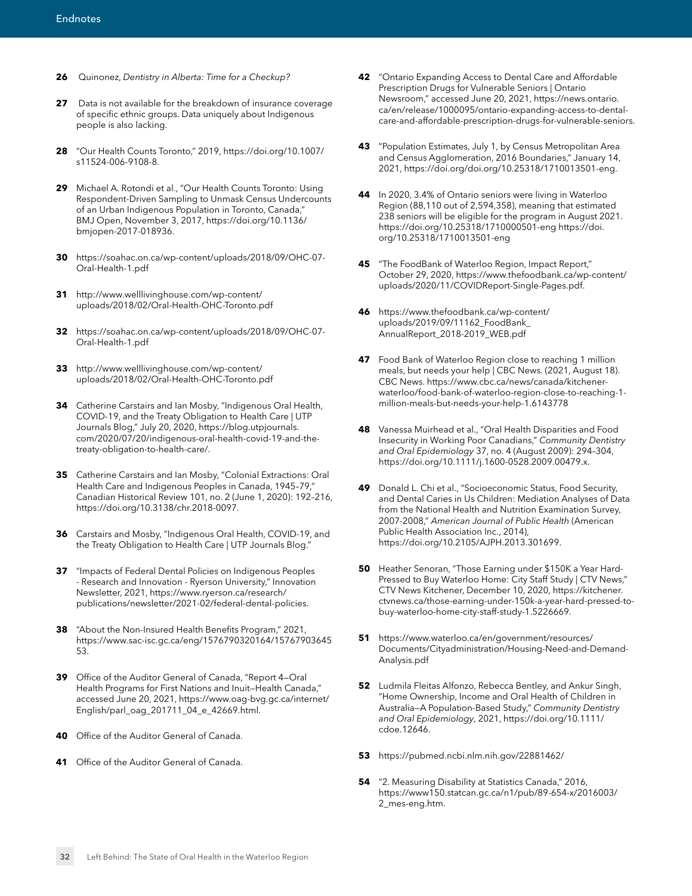## Endnotes

**26** Quinonez, *Dentistry in Alberta: Time for a Checkup?*

**27** Data is not available for the breakdown of insurance coverage of specific ethnic groups. Data uniquely about Indigenous people is also lacking.

**28** "Our Health Counts Toronto," 2019, https://doi.org/10.1007/s11524-006-9108-8.

**29** Michael A. Rotondi et al., "Our Health Counts Toronto: Using Respondent-Driven Sampling to Unmask Census Undercounts of an Urban Indigenous Population in Toronto, Canada," BMJ Open, November 3, 2017, https://doi.org/10.1136/bmjopen-2017-018936.

**30** https://soahac.on.ca/wp-content/uploads/2018/09/OHC-07-Oral-Health-1.pdf

**31** http://www.welllivinghouse.com/wp-content/uploads/2018/02/Oral-Health-OHC-Toronto.pdf

**32** https://soahac.on.ca/wp-content/uploads/2018/09/OHC-07-Oral-Health-1.pdf

**33** http://www.welllivinghouse.com/wp-content/uploads/2018/02/Oral-Health-OHC-Toronto.pdf

**34** Catherine Carstairs and Ian Mosby, "Indigenous Oral Health, COVID-19, and the Treaty Obligation to Health Care | UTP Journals Blog," July 20, 2020, https://blog.utpjournals.com/2020/07/20/indigenous-oral-health-covid-19-and-the-treaty-obligation-to-health-care/.

**35** Catherine Carstairs and Ian Mosby, "Colonial Extractions: Oral Health Care and Indigenous Peoples in Canada, 1945–79," Canadian Historical Review 101, no. 2 (June 1, 2020): 192–216, https://doi.org/10.3138/chr.2018-0097.

**36** Carstairs and Mosby, "Indigenous Oral Health, COVID-19, and the Treaty Obligation to Health Care | UTP Journals Blog."

**37** "Impacts of Federal Dental Policies on Indigenous Peoples - Research and Innovation - Ryerson University," Innovation Newsletter, 2021, https://www.ryerson.ca/research/publications/newsletter/2021-02/federal-dental-policies.

**38** "About the Non-Insured Health Benefits Program," 2021, https://www.sac-isc.gc.ca/eng/1576790320164/1576790364553.

**39** Office of the Auditor General of Canada, "Report 4—Oral Health Programs for First Nations and Inuit—Health Canada," accessed June 20, 2021, https://www.oag-bvg.gc.ca/internet/English/parl_oag_201711_04_e_42669.html.

**40** Office of the Auditor General of Canada.

**41** Office of the Auditor General of Canada.

**42** "Ontario Expanding Access to Dental Care and Affordable Prescription Drugs for Vulnerable Seniors | Ontario Newsroom," accessed June 20, 2021, https://news.ontario.ca/en/release/1000095/ontario-expanding-access-to-dental-care-and-affordable-prescription-drugs-for-vulnerable-seniors.

**43** "Population Estimates, July 1, by Census Metropolitan Area and Census Agglomeration, 2016 Boundaries," January 14, 2021, https://doi.org/doi.org/10.25318/1710013501-eng.

**44** In 2020, 3.4% of Ontario seniors were living in Waterloo Region (88,110 out of 2,594,358), meaning that estimated 238 seniors will be eligible for the program in August 2021. https://doi.org/10.25318/1710000501-eng https://doi.org/10.25318/1710013501-eng

**45** "The FoodBank of Waterloo Region, Impact Report," October 29, 2020, https://www.thefoodbank.ca/wp-content/uploads/2020/11/COVIDReport-Single-Pages.pdf.

**46** https://www.thefoodbank.ca/wp-content/uploads/2019/09/11162_FoodBank_AnnualReport_2018-2019_WEB.pdf

**47** Food Bank of Waterloo Region close to reaching 1 million meals, but needs your help | CBC News. (2021, August 18). CBC News. https://www.cbc.ca/news/canada/kitchener-waterloo/food-bank-of-waterloo-region-close-to-reaching-1-million-meals-but-needs-your-help-1.6143778

**48** Vanessa Muirhead et al., "Oral Health Disparities and Food Insecurity in Working Poor Canadians," *Community Dentistry and Oral Epidemiology* 37, no. 4 (August 2009): 294–304, https://doi.org/10.1111/j.1600-0528.2009.00479.x.

**49** Donald L. Chi et al., "Socioeconomic Status, Food Security, and Dental Caries in Us Children: Mediation Analyses of Data from the National Health and Nutrition Examination Survey, 2007-2008," *American Journal of Public Health* (American Public Health Association Inc., 2014), https://doi.org/10.2105/AJPH.2013.301699.

**50** Heather Senoran, "Those Earning under $150K a Year Hard-Pressed to Buy Waterloo Home: City Staff Study | CTV News," CTV News Kitchener, December 10, 2020, https://kitchener.ctvnews.ca/those-earning-under-150k-a-year-hard-pressed-to-buy-waterloo-home-city-staff-study-1.5226669.

**51** https://www.waterloo.ca/en/government/resources/Documents/Cityadministration/Housing-Need-and-Demand-Analysis.pdf

**52** Ludmila Fleitas Alfonzo, Rebecca Bentley, and Ankur Singh, "Home Ownership, Income and Oral Health of Children in Australia—A Population-Based Study," *Community Dentistry and Oral Epidemiology*, 2021, https://doi.org/10.1111/cdoe.12646.

**53** https://pubmed.ncbi.nlm.nih.gov/22881462/

**54** "2. Measuring Disability at Statistics Canada," 2016, https://www150.statcan.gc.ca/n1/pub/89-654-x/2016003/2_mes-eng.htm.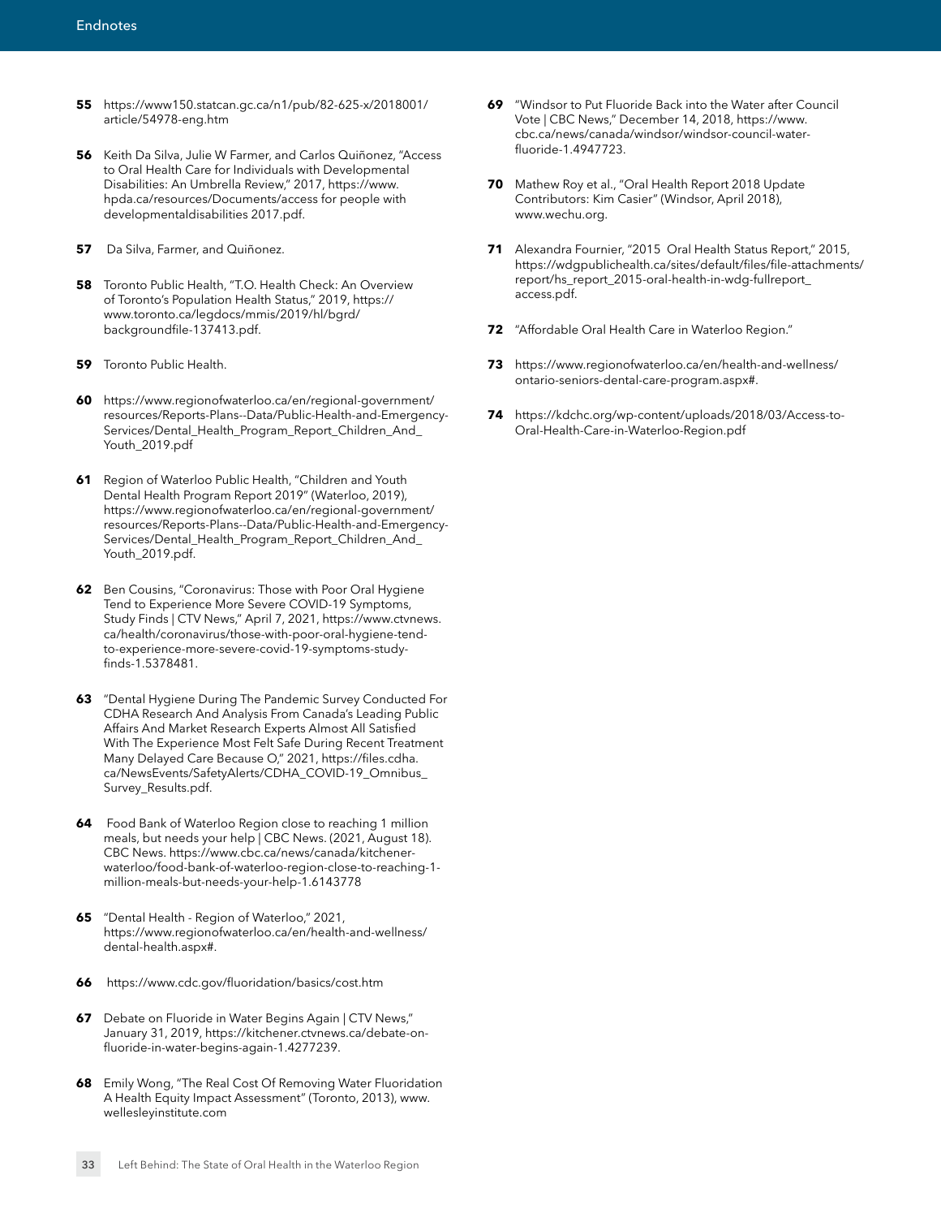# Endnotes

**55** https://www150.statcan.gc.ca/n1/pub/82-625-x/2018001/article/54978-eng.htm

**56** Keith Da Silva, Julie W Farmer, and Carlos Quiñonez, "Access to Oral Health Care for Individuals with Developmental Disabilities: An Umbrella Review," 2017, https://www.hpda.ca/resources/Documents/access for people with developmentaldisabilities 2017.pdf.

**57** Da Silva, Farmer, and Quiñonez.

**58** Toronto Public Health, "T.O. Health Check: An Overview of Toronto's Population Health Status," 2019, https://www.toronto.ca/legdocs/mmis/2019/hl/bgrd/backgroundfile-137413.pdf.

**59** Toronto Public Health.

**60** https://www.regionofwaterloo.ca/en/regional-government/resources/Reports-Plans--Data/Public-Health-and-Emergency-Services/Dental_Health_Program_Report_Children_And_Youth_2019.pdf

**61** Region of Waterloo Public Health, "Children and Youth Dental Health Program Report 2019" (Waterloo, 2019), https://www.regionofwaterloo.ca/en/regional-government/resources/Reports-Plans--Data/Public-Health-and-Emergency-Services/Dental_Health_Program_Report_Children_And_Youth_2019.pdf.

**62** Ben Cousins, "Coronavirus: Those with Poor Oral Hygiene Tend to Experience More Severe COVID-19 Symptoms, Study Finds | CTV News," April 7, 2021, https://www.ctvnews.ca/health/coronavirus/those-with-poor-oral-hygiene-tend-to-experience-more-severe-covid-19-symptoms-study-finds-1.5378481.

**63** "Dental Hygiene During The Pandemic Survey Conducted For CDHA Research And Analysis From Canada's Leading Public Affairs And Market Research Experts Almost All Satisfied With The Experience Most Felt Safe During Recent Treatment Many Delayed Care Because O," 2021, https://files.cdha.ca/NewsEvents/SafetyAlerts/CDHA_COVID-19_Omnibus_Survey_Results.pdf.

**64** Food Bank of Waterloo Region close to reaching 1 million meals, but needs your help | CBC News. (2021, August 18). CBC News. https://www.cbc.ca/news/canada/kitchener-waterloo/food-bank-of-waterloo-region-close-to-reaching-1-million-meals-but-needs-your-help-1.6143778

**65** "Dental Health - Region of Waterloo," 2021, https://www.regionofwaterloo.ca/en/health-and-wellness/dental-health.aspx#.

**66** https://www.cdc.gov/fluoridation/basics/cost.htm

**67** Debate on Fluoride in Water Begins Again | CTV News," January 31, 2019, https://kitchener.ctvnews.ca/debate-on-fluoride-in-water-begins-again-1.4277239.

**68** Emily Wong, "The Real Cost Of Removing Water Fluoridation A Health Equity Impact Assessment" (Toronto, 2013), www.wellesleyinstitute.com

**69** "Windsor to Put Fluoride Back into the Water after Council Vote | CBC News," December 14, 2018, https://www.cbc.ca/news/canada/windsor/windsor-council-water-fluoride-1.4947723.

**70** Mathew Roy et al., "Oral Health Report 2018 Update Contributors: Kim Casier" (Windsor, April 2018), www.wechu.org.

**71** Alexandra Fournier, "2015 Oral Health Status Report," 2015, https://wdgpublichealth.ca/sites/default/files/file-attachments/report/hs_report_2015-oral-health-in-wdg-fullreport_access.pdf.

**72** "Affordable Oral Health Care in Waterloo Region."

**73** https://www.regionofwaterloo.ca/en/health-and-wellness/ontario-seniors-dental-care-program.aspx#.

**74** https://kdchc.org/wp-content/uploads/2018/03/Access-to-Oral-Health-Care-in-Waterloo-Region.pdf